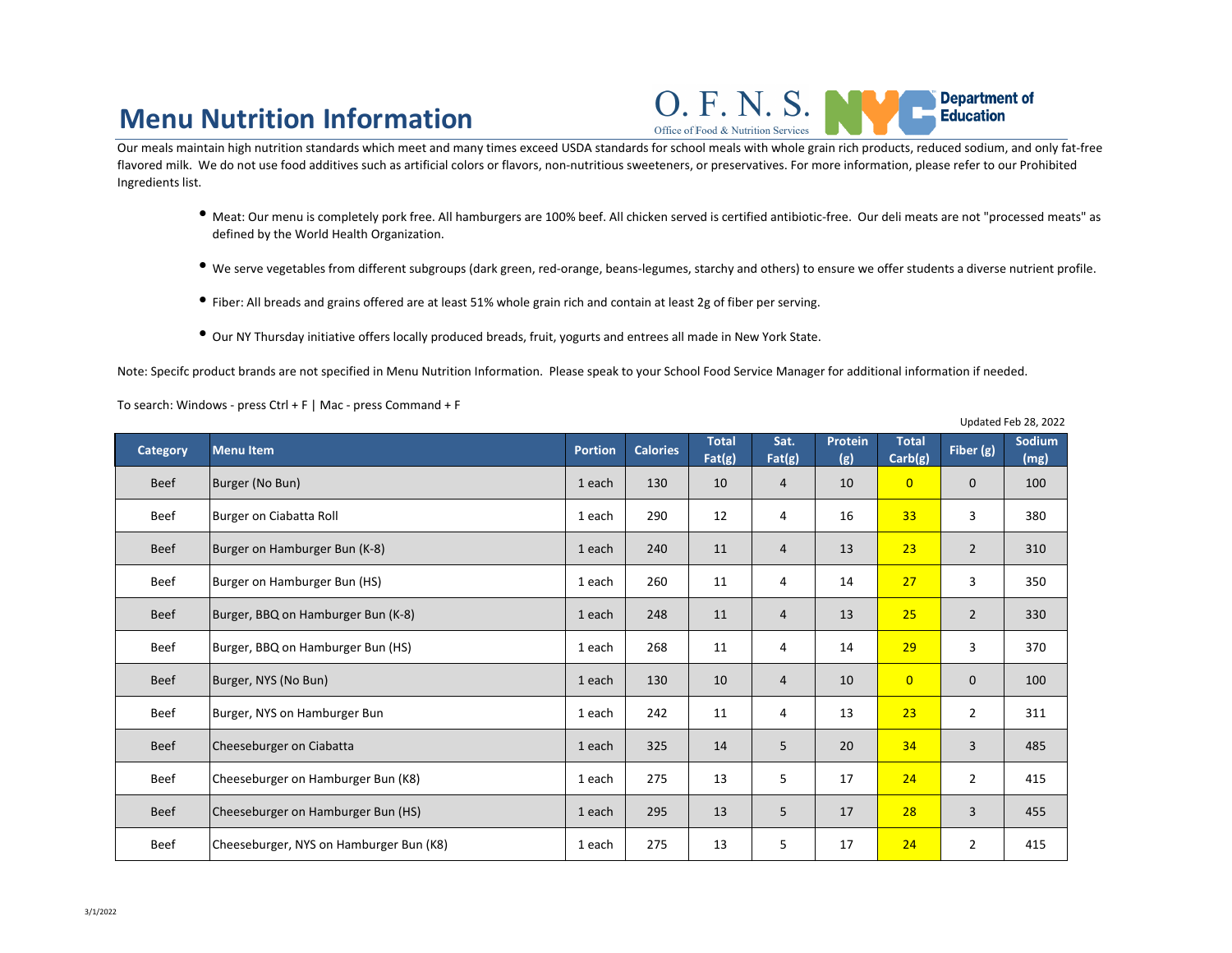# Menu Nutrition Information

O. F. N. S.
Office of Food & Nutrition Services

NYC Department of Education

Our meals maintain high nutrition standards which meet and many times exceed USDA standards for school meals with whole grain rich products, reduced sodium, and only fat-free flavored milk. We do not use food additives such as artificial colors or flavors, non-nutritious sweeteners, or preservatives. For more information, please refer to our Prohibited Ingredients list.

- Meat: Our menu is completely pork free. All hamburgers are 100% beef. All chicken served is certified antibiotic-free. Our deli meats are not "processed meats" as defined by the World Health Organization.
- We serve vegetables from different subgroups (dark green, red-orange, beans-legumes, starchy and others) to ensure we offer students a diverse nutrient profile.
- Fiber: All breads and grains offered are at least 51% whole grain rich and contain at least 2g of fiber per serving.
- Our NY Thursday initiative offers locally produced breads, fruit, yogurts and entrees all made in New York State.

Note: Specifc product brands are not specified in Menu Nutrition Information. Please speak to your School Food Service Manager for additional information if needed.

To search: Windows - press Ctrl + F | Mac - press Command + F

Updated Feb 28, 2022

| Category | Menu Item | Portion | Calories | Total Fat(g) | Sat. Fat(g) | Protein (g) | Total Carb(g) | Fiber (g) | Sodium (mg) |
|---|---|---|---|---|---|---|---|---|---|
| Beef | Burger (No Bun) | 1 each | 130 | 10 | 4 | 10 | 0 | 0 | 100 |
| Beef | Burger on Ciabatta Roll | 1 each | 290 | 12 | 4 | 16 | 33 | 3 | 380 |
| Beef | Burger on Hamburger Bun (K-8) | 1 each | 240 | 11 | 4 | 13 | 23 | 2 | 310 |
| Beef | Burger on Hamburger Bun (HS) | 1 each | 260 | 11 | 4 | 14 | 27 | 3 | 350 |
| Beef | Burger, BBQ on Hamburger Bun (K-8) | 1 each | 248 | 11 | 4 | 13 | 25 | 2 | 330 |
| Beef | Burger, BBQ on Hamburger Bun (HS) | 1 each | 268 | 11 | 4 | 14 | 29 | 3 | 370 |
| Beef | Burger, NYS (No Bun) | 1 each | 130 | 10 | 4 | 10 | 0 | 0 | 100 |
| Beef | Burger, NYS on Hamburger Bun | 1 each | 242 | 11 | 4 | 13 | 23 | 2 | 311 |
| Beef | Cheeseburger on Ciabatta | 1 each | 325 | 14 | 5 | 20 | 34 | 3 | 485 |
| Beef | Cheeseburger on Hamburger Bun (K8) | 1 each | 275 | 13 | 5 | 17 | 24 | 2 | 415 |
| Beef | Cheeseburger on Hamburger Bun (HS) | 1 each | 295 | 13 | 5 | 17 | 28 | 3 | 455 |
| Beef | Cheeseburger, NYS on Hamburger Bun (K8) | 1 each | 275 | 13 | 5 | 17 | 24 | 2 | 415 |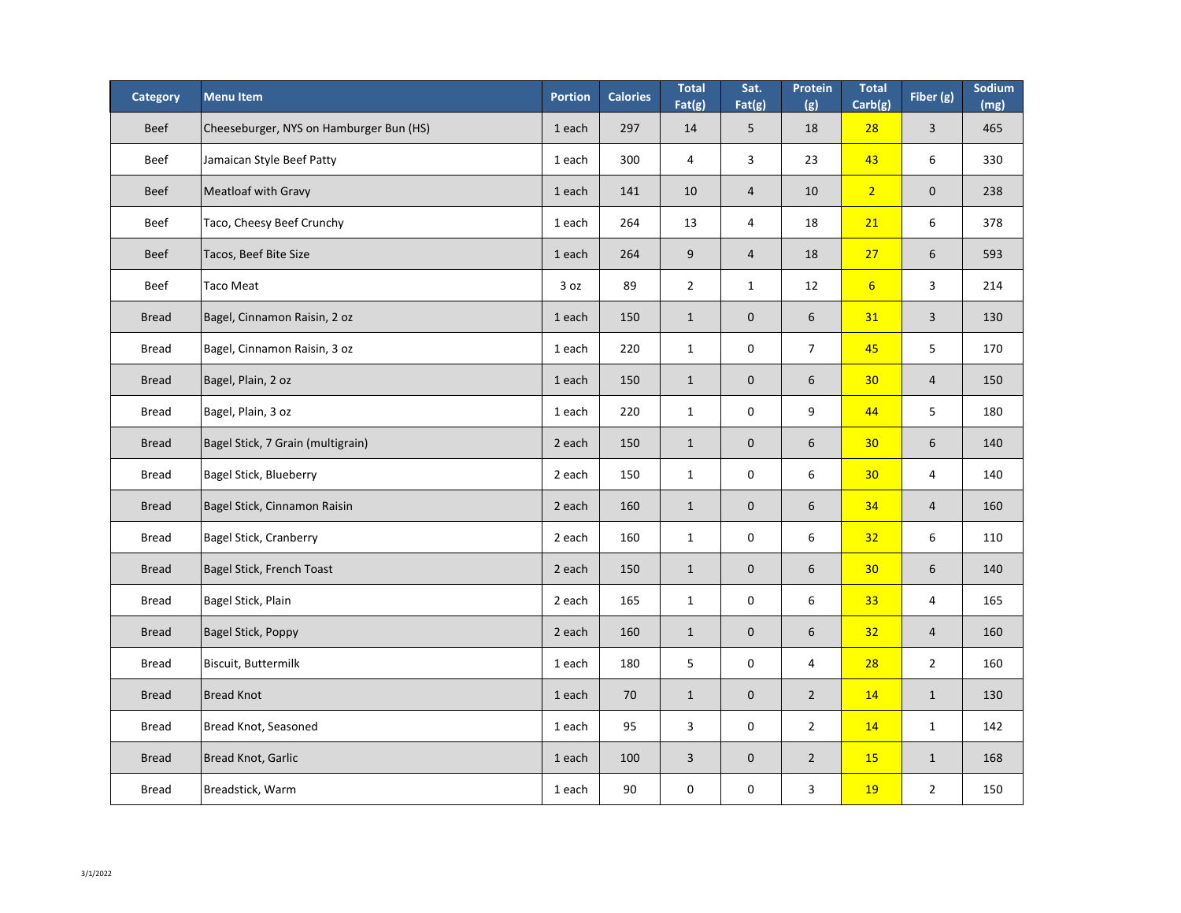| Category | Menu Item | Portion | Calories | Total Fat(g) | Sat. Fat(g) | Protein (g) | Total Carb(g) | Fiber (g) | Sodium (mg) |
|---|---|---|---|---|---|---|---|---|---|
| Beef | Cheeseburger, NYS on Hamburger Bun (HS) | 1 each | 297 | 14 | 5 | 18 | 28 | 3 | 465 |
| Beef | Jamaican Style Beef Patty | 1 each | 300 | 4 | 3 | 23 | 43 | 6 | 330 |
| Beef | Meatloaf with Gravy | 1 each | 141 | 10 | 4 | 10 | 2 | 0 | 238 |
| Beef | Taco, Cheesy Beef Crunchy | 1 each | 264 | 13 | 4 | 18 | 21 | 6 | 378 |
| Beef | Tacos, Beef Bite Size | 1 each | 264 | 9 | 4 | 18 | 27 | 6 | 593 |
| Beef | Taco Meat | 3 oz | 89 | 2 | 1 | 12 | 6 | 3 | 214 |
| Bread | Bagel, Cinnamon Raisin, 2 oz | 1 each | 150 | 1 | 0 | 6 | 31 | 3 | 130 |
| Bread | Bagel, Cinnamon Raisin, 3 oz | 1 each | 220 | 1 | 0 | 7 | 45 | 5 | 170 |
| Bread | Bagel, Plain, 2 oz | 1 each | 150 | 1 | 0 | 6 | 30 | 4 | 150 |
| Bread | Bagel, Plain, 3 oz | 1 each | 220 | 1 | 0 | 9 | 44 | 5 | 180 |
| Bread | Bagel Stick, 7 Grain (multigrain) | 2 each | 150 | 1 | 0 | 6 | 30 | 6 | 140 |
| Bread | Bagel Stick, Blueberry | 2 each | 150 | 1 | 0 | 6 | 30 | 4 | 140 |
| Bread | Bagel Stick, Cinnamon Raisin | 2 each | 160 | 1 | 0 | 6 | 34 | 4 | 160 |
| Bread | Bagel Stick, Cranberry | 2 each | 160 | 1 | 0 | 6 | 32 | 6 | 110 |
| Bread | Bagel Stick, French Toast | 2 each | 150 | 1 | 0 | 6 | 30 | 6 | 140 |
| Bread | Bagel Stick, Plain | 2 each | 165 | 1 | 0 | 6 | 33 | 4 | 165 |
| Bread | Bagel Stick, Poppy | 2 each | 160 | 1 | 0 | 6 | 32 | 4 | 160 |
| Bread | Biscuit, Buttermilk | 1 each | 180 | 5 | 0 | 4 | 28 | 2 | 160 |
| Bread | Bread Knot | 1 each | 70 | 1 | 0 | 2 | 14 | 1 | 130 |
| Bread | Bread Knot, Seasoned | 1 each | 95 | 3 | 0 | 2 | 14 | 1 | 142 |
| Bread | Bread Knot, Garlic | 1 each | 100 | 3 | 0 | 2 | 15 | 1 | 168 |
| Bread | Breadstick, Warm | 1 each | 90 | 0 | 0 | 3 | 19 | 2 | 150 |

3/1/2022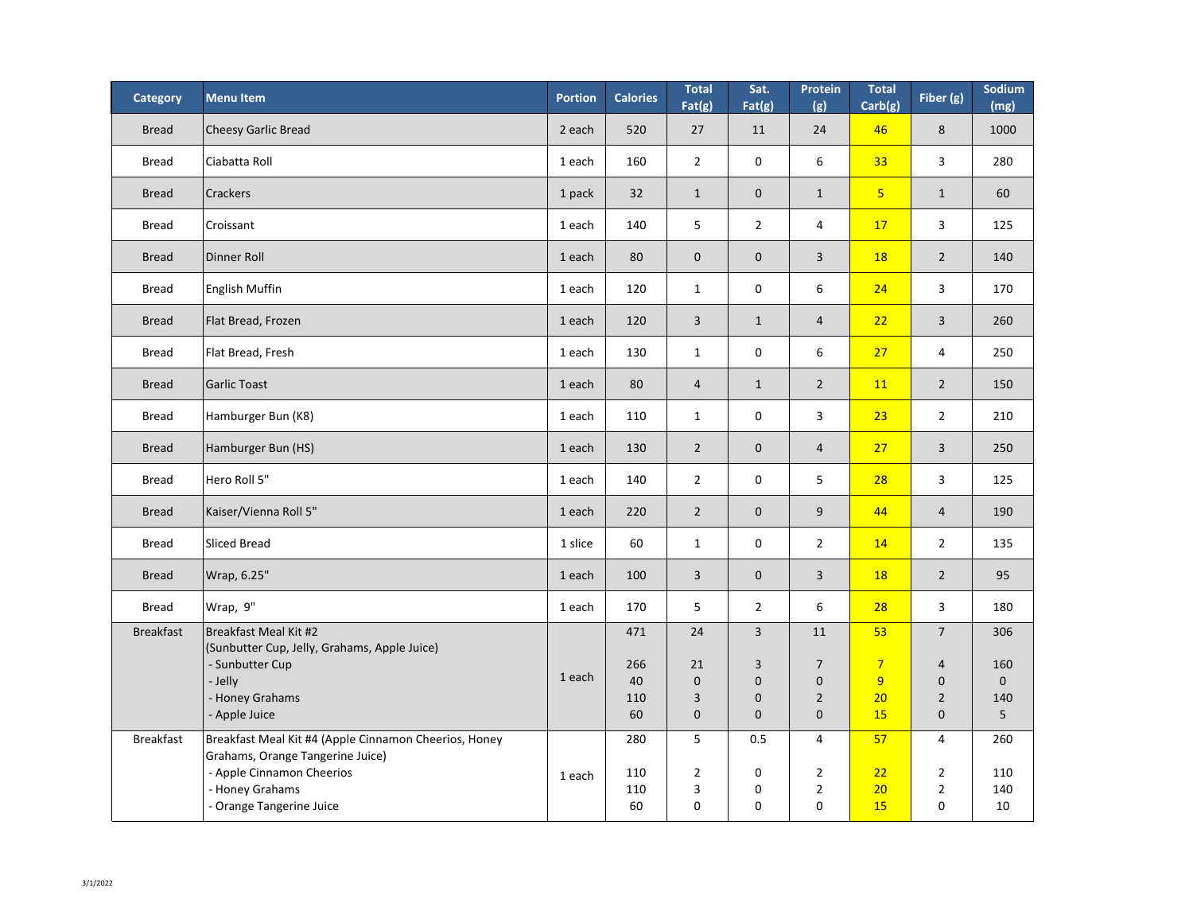| Category | Menu Item | Portion | Calories | Total Fat(g) | Sat. Fat(g) | Protein (g) | Total Carb(g) | Fiber (g) | Sodium (mg) |
|---|---|---|---|---|---|---|---|---|---|
| Bread | Cheesy Garlic Bread | 2 each | 520 | 27 | 11 | 24 | 46 | 8 | 1000 |
| Bread | Ciabatta Roll | 1 each | 160 | 2 | 0 | 6 | 33 | 3 | 280 |
| Bread | Crackers | 1 pack | 32 | 1 | 0 | 1 | 5 | 1 | 60 |
| Bread | Croissant | 1 each | 140 | 5 | 2 | 4 | 17 | 3 | 125 |
| Bread | Dinner Roll | 1 each | 80 | 0 | 0 | 3 | 18 | 2 | 140 |
| Bread | English Muffin | 1 each | 120 | 1 | 0 | 6 | 24 | 3 | 170 |
| Bread | Flat Bread, Frozen | 1 each | 120 | 3 | 1 | 4 | 22 | 3 | 260 |
| Bread | Flat Bread, Fresh | 1 each | 130 | 1 | 0 | 6 | 27 | 4 | 250 |
| Bread | Garlic Toast | 1 each | 80 | 4 | 1 | 2 | 11 | 2 | 150 |
| Bread | Hamburger Bun (K8) | 1 each | 110 | 1 | 0 | 3 | 23 | 2 | 210 |
| Bread | Hamburger Bun (HS) | 1 each | 130 | 2 | 0 | 4 | 27 | 3 | 250 |
| Bread | Hero Roll 5" | 1 each | 140 | 2 | 0 | 5 | 28 | 3 | 125 |
| Bread | Kaiser/Vienna Roll 5" | 1 each | 220 | 2 | 0 | 9 | 44 | 4 | 190 |
| Bread | Sliced Bread | 1 slice | 60 | 1 | 0 | 2 | 14 | 2 | 135 |
| Bread | Wrap, 6.25" | 1 each | 100 | 3 | 0 | 3 | 18 | 2 | 95 |
| Bread | Wrap, 9" | 1 each | 170 | 5 | 2 | 6 | 28 | 3 | 180 |
| Breakfast | Breakfast Meal Kit #2 (Sunbutter Cup, Jelly, Grahams, Apple Juice) | 1 each | 471 | 24 | 3 | 11 | 53 | 7 | 306 |
| | - Sunbutter Cup | | 266 | 21 | 3 | 7 | 7 | 4 | 160 |
| | - Jelly | | 40 | 0 | 0 | 0 | 9 | 0 | 0 |
| | - Honey Grahams | | 110 | 3 | 0 | 2 | 20 | 2 | 140 |
| | - Apple Juice | | 60 | 0 | 0 | 0 | 15 | 0 | 5 |
| Breakfast | Breakfast Meal Kit #4 (Apple Cinnamon Cheerios, Honey Grahams, Orange Tangerine Juice) | 1 each | 280 | 5 | 0.5 | 4 | 57 | 4 | 260 |
| | - Apple Cinnamon Cheerios | | 110 | 2 | 0 | 2 | 22 | 2 | 110 |
| | - Honey Grahams | | 110 | 3 | 0 | 2 | 20 | 2 | 140 |
| | - Orange Tangerine Juice | | 60 | 0 | 0 | 0 | 15 | 0 | 10 |

3/1/2022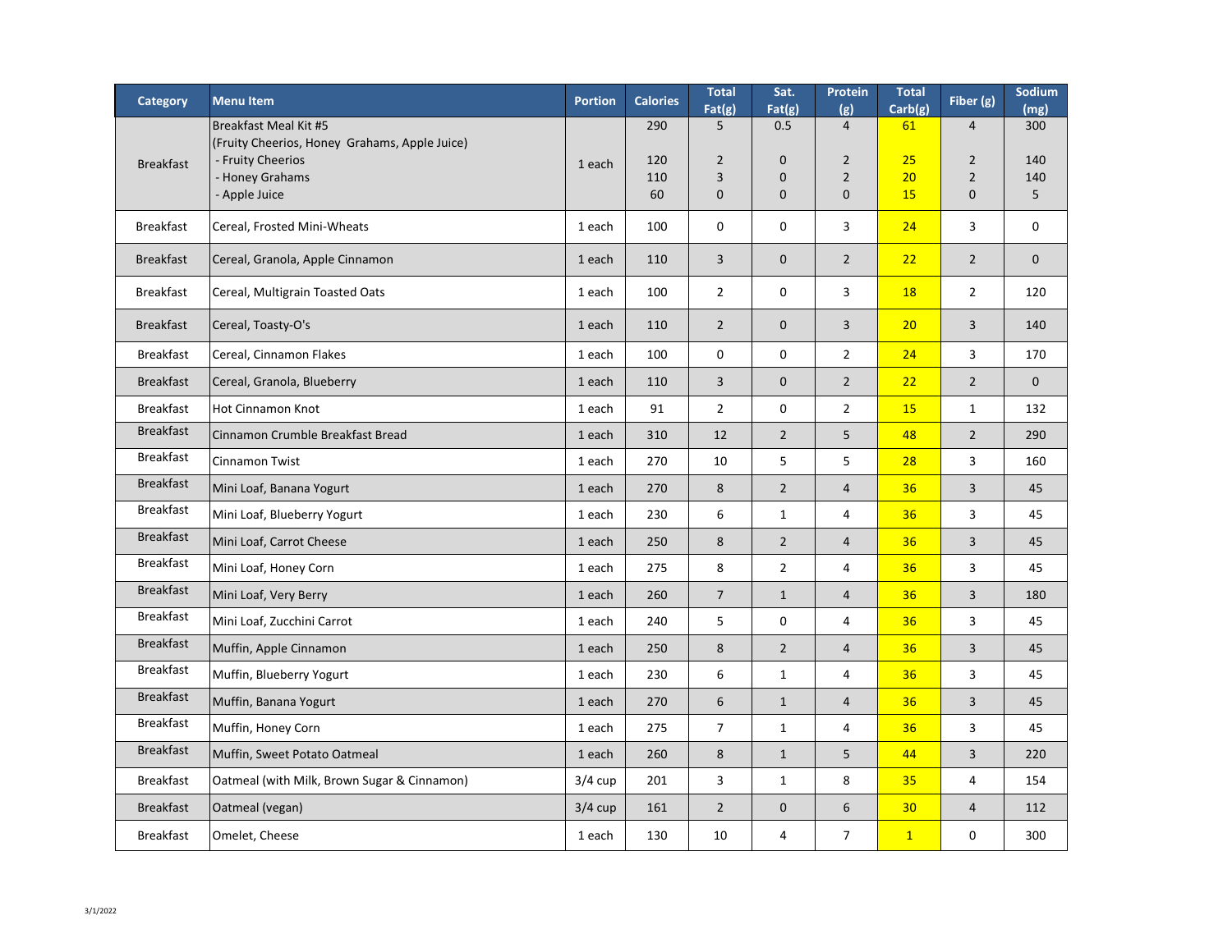| Category | Menu Item | Portion | Calories | Total Fat(g) | Sat. Fat(g) | Protein (g) | Total Carb(g) | Fiber (g) | Sodium (mg) |
|---|---|---|---|---|---|---|---|---|---|
| Breakfast | Breakfast Meal Kit #5 (Fruity Cheerios, Honey Grahams, Apple Juice) | 1 each | 290 | 5 | 0.5 | 4 | 61 | 4 | 300 |
| | - Fruity Cheerios | | 120 | 2 | 0 | 2 | 25 | 2 | 140 |
| | - Honey Grahams | | 110 | 3 | 0 | 2 | 20 | 2 | 140 |
| | - Apple Juice | | 60 | 0 | 0 | 0 | 15 | 0 | 5 |
| Breakfast | Cereal, Frosted Mini-Wheats | 1 each | 100 | 0 | 0 | 3 | 24 | 3 | 0 |
| Breakfast | Cereal, Granola, Apple Cinnamon | 1 each | 110 | 3 | 0 | 2 | 22 | 2 | 0 |
| Breakfast | Cereal, Multigrain Toasted Oats | 1 each | 100 | 2 | 0 | 3 | 18 | 2 | 120 |
| Breakfast | Cereal, Toasty-O's | 1 each | 110 | 2 | 0 | 3 | 20 | 3 | 140 |
| Breakfast | Cereal, Cinnamon Flakes | 1 each | 100 | 0 | 0 | 2 | 24 | 3 | 170 |
| Breakfast | Cereal, Granola, Blueberry | 1 each | 110 | 3 | 0 | 2 | 22 | 2 | 0 |
| Breakfast | Hot Cinnamon Knot | 1 each | 91 | 2 | 0 | 2 | 15 | 1 | 132 |
| Breakfast | Cinnamon Crumble Breakfast Bread | 1 each | 310 | 12 | 2 | 5 | 48 | 2 | 290 |
| Breakfast | Cinnamon Twist | 1 each | 270 | 10 | 5 | 5 | 28 | 3 | 160 |
| Breakfast | Mini Loaf, Banana Yogurt | 1 each | 270 | 8 | 2 | 4 | 36 | 3 | 45 |
| Breakfast | Mini Loaf, Blueberry Yogurt | 1 each | 230 | 6 | 1 | 4 | 36 | 3 | 45 |
| Breakfast | Mini Loaf, Carrot Cheese | 1 each | 250 | 8 | 2 | 4 | 36 | 3 | 45 |
| Breakfast | Mini Loaf, Honey Corn | 1 each | 275 | 8 | 2 | 4 | 36 | 3 | 45 |
| Breakfast | Mini Loaf, Very Berry | 1 each | 260 | 7 | 1 | 4 | 36 | 3 | 180 |
| Breakfast | Mini Loaf, Zucchini Carrot | 1 each | 240 | 5 | 0 | 4 | 36 | 3 | 45 |
| Breakfast | Muffin, Apple Cinnamon | 1 each | 250 | 8 | 2 | 4 | 36 | 3 | 45 |
| Breakfast | Muffin, Blueberry Yogurt | 1 each | 230 | 6 | 1 | 4 | 36 | 3 | 45 |
| Breakfast | Muffin, Banana Yogurt | 1 each | 270 | 6 | 1 | 4 | 36 | 3 | 45 |
| Breakfast | Muffin, Honey Corn | 1 each | 275 | 7 | 1 | 4 | 36 | 3 | 45 |
| Breakfast | Muffin, Sweet Potato Oatmeal | 1 each | 260 | 8 | 1 | 5 | 44 | 3 | 220 |
| Breakfast | Oatmeal (with Milk, Brown Sugar & Cinnamon) | 3/4 cup | 201 | 3 | 1 | 8 | 35 | 4 | 154 |
| Breakfast | Oatmeal (vegan) | 3/4 cup | 161 | 2 | 0 | 6 | 30 | 4 | 112 |
| Breakfast | Omelet, Cheese | 1 each | 130 | 10 | 4 | 7 | 1 | 0 | 300 |

3/1/2022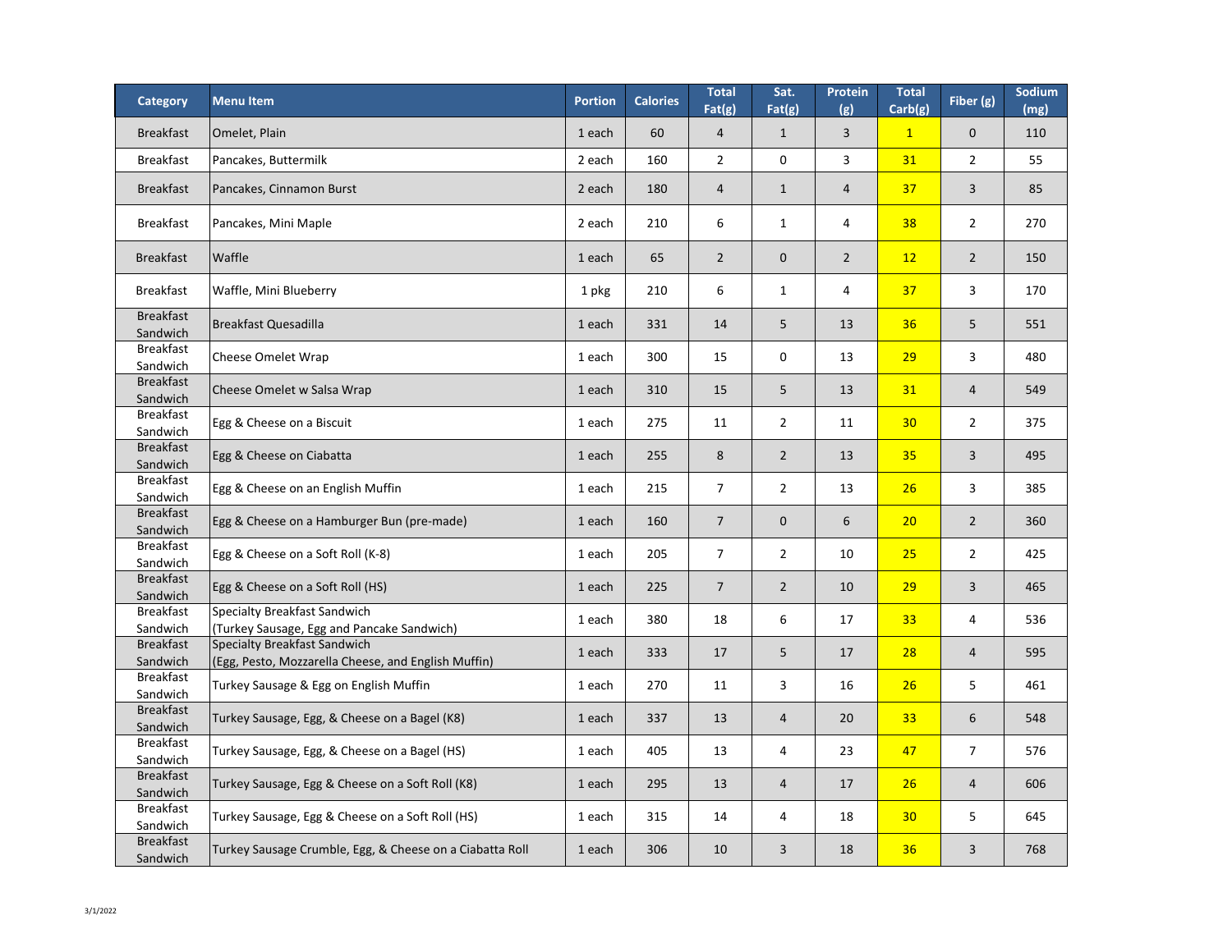| Category | Menu Item | Portion | Calories | Total Fat(g) | Sat. Fat(g) | Protein (g) | Total Carb(g) | Fiber (g) | Sodium (mg) |
|---|---|---|---|---|---|---|---|---|---|
| Breakfast | Omelet, Plain | 1 each | 60 | 4 | 1 | 3 | 1 | 0 | 110 |
| Breakfast | Pancakes, Buttermilk | 2 each | 160 | 2 | 0 | 3 | 31 | 2 | 55 |
| Breakfast | Pancakes, Cinnamon Burst | 2 each | 180 | 4 | 1 | 4 | 37 | 3 | 85 |
| Breakfast | Pancakes, Mini Maple | 2 each | 210 | 6 | 1 | 4 | 38 | 2 | 270 |
| Breakfast | Waffle | 1 each | 65 | 2 | 0 | 2 | 12 | 2 | 150 |
| Breakfast | Waffle, Mini Blueberry | 1 pkg | 210 | 6 | 1 | 4 | 37 | 3 | 170 |
| Breakfast Sandwich | Breakfast Quesadilla | 1 each | 331 | 14 | 5 | 13 | 36 | 5 | 551 |
| Breakfast Sandwich | Cheese Omelet Wrap | 1 each | 300 | 15 | 0 | 13 | 29 | 3 | 480 |
| Breakfast Sandwich | Cheese Omelet w Salsa Wrap | 1 each | 310 | 15 | 5 | 13 | 31 | 4 | 549 |
| Breakfast Sandwich | Egg & Cheese on a Biscuit | 1 each | 275 | 11 | 2 | 11 | 30 | 2 | 375 |
| Breakfast Sandwich | Egg & Cheese on Ciabatta | 1 each | 255 | 8 | 2 | 13 | 35 | 3 | 495 |
| Breakfast Sandwich | Egg & Cheese on an English Muffin | 1 each | 215 | 7 | 2 | 13 | 26 | 3 | 385 |
| Breakfast Sandwich | Egg & Cheese on a Hamburger Bun (pre-made) | 1 each | 160 | 7 | 0 | 6 | 20 | 2 | 360 |
| Breakfast Sandwich | Egg & Cheese on a Soft Roll (K-8) | 1 each | 205 | 7 | 2 | 10 | 25 | 2 | 425 |
| Breakfast Sandwich | Egg & Cheese on a Soft Roll (HS) | 1 each | 225 | 7 | 2 | 10 | 29 | 3 | 465 |
| Breakfast Sandwich | Specialty Breakfast Sandwich (Turkey Sausage, Egg and Pancake Sandwich) | 1 each | 380 | 18 | 6 | 17 | 33 | 4 | 536 |
| Breakfast Sandwich | Specialty Breakfast Sandwich (Egg, Pesto, Mozzarella Cheese, and English Muffin) | 1 each | 333 | 17 | 5 | 17 | 28 | 4 | 595 |
| Breakfast Sandwich | Turkey Sausage & Egg on English Muffin | 1 each | 270 | 11 | 3 | 16 | 26 | 5 | 461 |
| Breakfast Sandwich | Turkey Sausage, Egg, & Cheese on a Bagel (K8) | 1 each | 337 | 13 | 4 | 20 | 33 | 6 | 548 |
| Breakfast Sandwich | Turkey Sausage, Egg, & Cheese on a Bagel (HS) | 1 each | 405 | 13 | 4 | 23 | 47 | 7 | 576 |
| Breakfast Sandwich | Turkey Sausage, Egg & Cheese on a Soft Roll (K8) | 1 each | 295 | 13 | 4 | 17 | 26 | 4 | 606 |
| Breakfast Sandwich | Turkey Sausage, Egg & Cheese on a Soft Roll (HS) | 1 each | 315 | 14 | 4 | 18 | 30 | 5 | 645 |
| Breakfast Sandwich | Turkey Sausage Crumble, Egg, & Cheese on a Ciabatta Roll | 1 each | 306 | 10 | 3 | 18 | 36 | 3 | 768 |

3/1/2022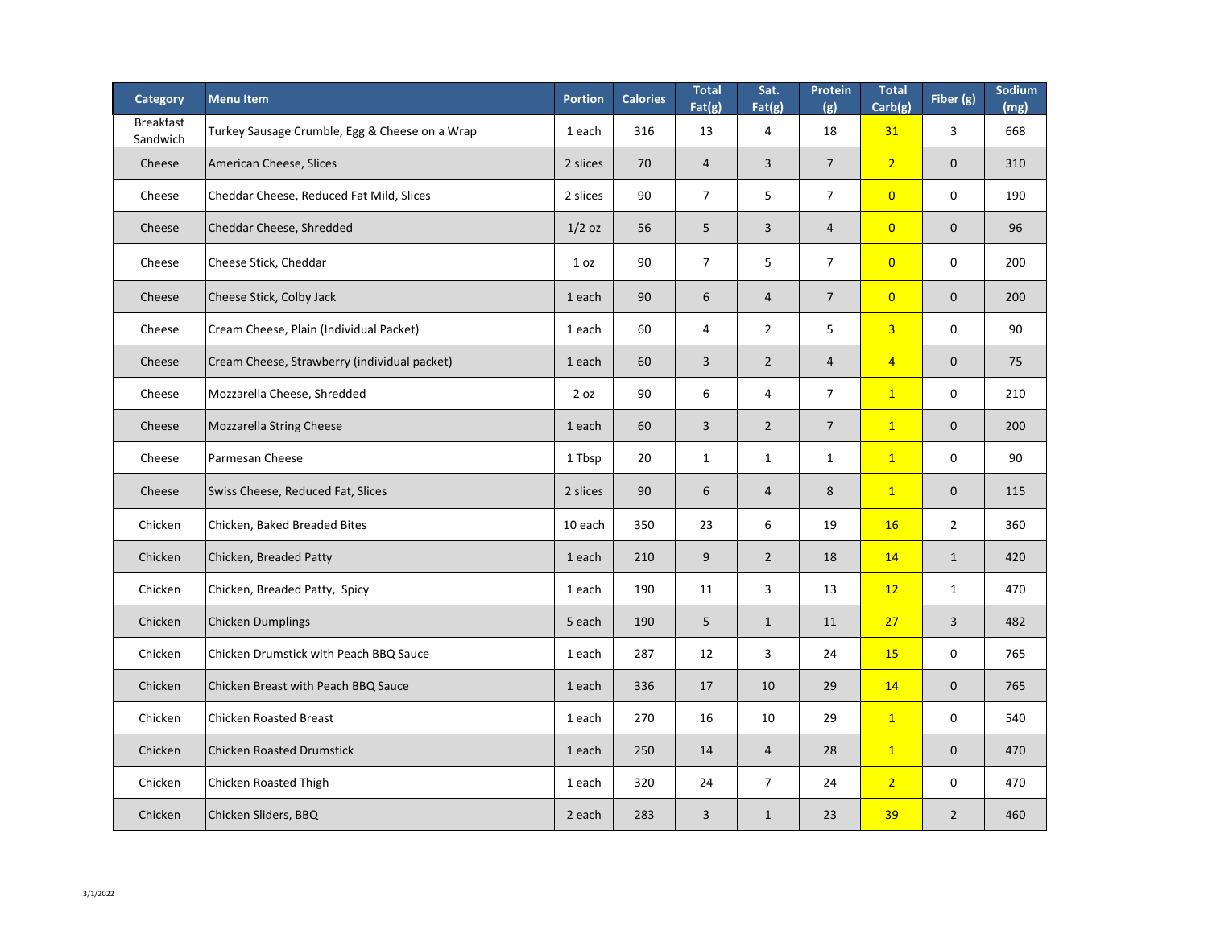| Category | Menu Item | Portion | Calories | Total Fat(g) | Sat. Fat(g) | Protein (g) | Total Carb(g) | Fiber (g) | Sodium (mg) |
|---|---|---|---|---|---|---|---|---|---|
| Breakfast Sandwich | Turkey Sausage Crumble, Egg & Cheese on a Wrap | 1 each | 316 | 13 | 4 | 18 | 31 | 3 | 668 |
| Cheese | American Cheese, Slices | 2 slices | 70 | 4 | 3 | 7 | 2 | 0 | 310 |
| Cheese | Cheddar Cheese, Reduced Fat Mild, Slices | 2 slices | 90 | 7 | 5 | 7 | 0 | 0 | 190 |
| Cheese | Cheddar Cheese, Shredded | 1/2 oz | 56 | 5 | 3 | 4 | 0 | 0 | 96 |
| Cheese | Cheese Stick, Cheddar | 1 oz | 90 | 7 | 5 | 7 | 0 | 0 | 200 |
| Cheese | Cheese Stick, Colby Jack | 1 each | 90 | 6 | 4 | 7 | 0 | 0 | 200 |
| Cheese | Cream Cheese, Plain (Individual Packet) | 1 each | 60 | 4 | 2 | 5 | 3 | 0 | 90 |
| Cheese | Cream Cheese, Strawberry (individual packet) | 1 each | 60 | 3 | 2 | 4 | 4 | 0 | 75 |
| Cheese | Mozzarella Cheese, Shredded | 2 oz | 90 | 6 | 4 | 7 | 1 | 0 | 210 |
| Cheese | Mozzarella String Cheese | 1 each | 60 | 3 | 2 | 7 | 1 | 0 | 200 |
| Cheese | Parmesan Cheese | 1 Tbsp | 20 | 1 | 1 | 1 | 1 | 0 | 90 |
| Cheese | Swiss Cheese, Reduced Fat, Slices | 2 slices | 90 | 6 | 4 | 8 | 1 | 0 | 115 |
| Chicken | Chicken, Baked Breaded Bites | 10 each | 350 | 23 | 6 | 19 | 16 | 2 | 360 |
| Chicken | Chicken, Breaded Patty | 1 each | 210 | 9 | 2 | 18 | 14 | 1 | 420 |
| Chicken | Chicken, Breaded Patty, Spicy | 1 each | 190 | 11 | 3 | 13 | 12 | 1 | 470 |
| Chicken | Chicken Dumplings | 5 each | 190 | 5 | 1 | 11 | 27 | 3 | 482 |
| Chicken | Chicken Drumstick with Peach BBQ Sauce | 1 each | 287 | 12 | 3 | 24 | 15 | 0 | 765 |
| Chicken | Chicken Breast with Peach BBQ Sauce | 1 each | 336 | 17 | 10 | 29 | 14 | 0 | 765 |
| Chicken | Chicken Roasted Breast | 1 each | 270 | 16 | 10 | 29 | 1 | 0 | 540 |
| Chicken | Chicken Roasted Drumstick | 1 each | 250 | 14 | 4 | 28 | 1 | 0 | 470 |
| Chicken | Chicken Roasted Thigh | 1 each | 320 | 24 | 7 | 24 | 2 | 0 | 470 |
| Chicken | Chicken Sliders, BBQ | 2 each | 283 | 3 | 1 | 23 | 39 | 2 | 460 |

3/1/2022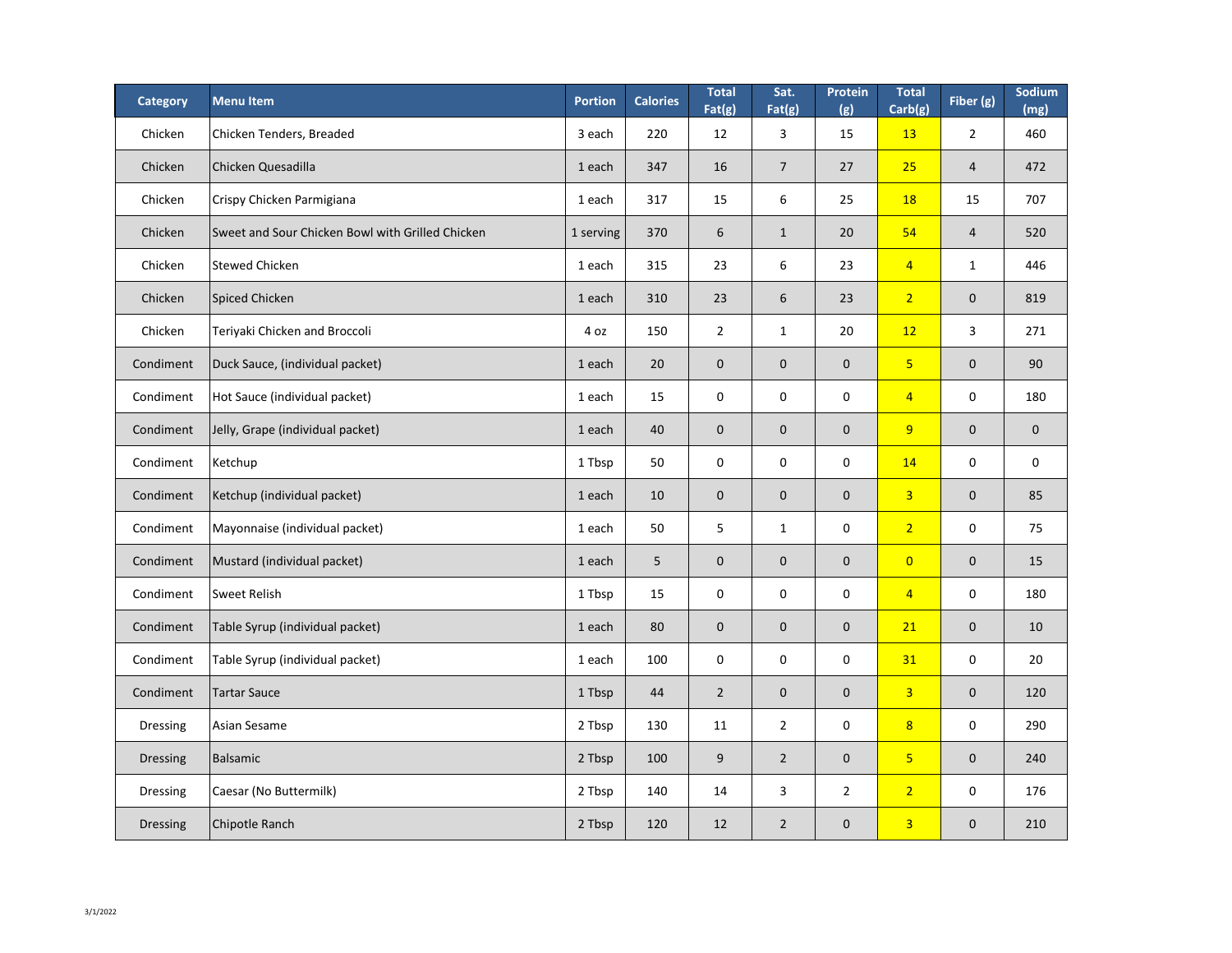| Category | Menu Item | Portion | Calories | Total Fat(g) | Sat. Fat(g) | Protein (g) | Total Carb(g) | Fiber (g) | Sodium (mg) |
|---|---|---|---|---|---|---|---|---|---|
| Chicken | Chicken Tenders, Breaded | 3 each | 220 | 12 | 3 | 15 | 13 | 2 | 460 |
| Chicken | Chicken Quesadilla | 1 each | 347 | 16 | 7 | 27 | 25 | 4 | 472 |
| Chicken | Crispy Chicken Parmigiana | 1 each | 317 | 15 | 6 | 25 | 18 | 15 | 707 |
| Chicken | Sweet and Sour Chicken Bowl with Grilled Chicken | 1 serving | 370 | 6 | 1 | 20 | 54 | 4 | 520 |
| Chicken | Stewed Chicken | 1 each | 315 | 23 | 6 | 23 | 4 | 1 | 446 |
| Chicken | Spiced Chicken | 1 each | 310 | 23 | 6 | 23 | 2 | 0 | 819 |
| Chicken | Teriyaki Chicken and Broccoli | 4 oz | 150 | 2 | 1 | 20 | 12 | 3 | 271 |
| Condiment | Duck Sauce, (individual packet) | 1 each | 20 | 0 | 0 | 0 | 5 | 0 | 90 |
| Condiment | Hot Sauce (individual packet) | 1 each | 15 | 0 | 0 | 0 | 4 | 0 | 180 |
| Condiment | Jelly, Grape (individual packet) | 1 each | 40 | 0 | 0 | 0 | 9 | 0 | 0 |
| Condiment | Ketchup | 1 Tbsp | 50 | 0 | 0 | 0 | 14 | 0 | 0 |
| Condiment | Ketchup (individual packet) | 1 each | 10 | 0 | 0 | 0 | 3 | 0 | 85 |
| Condiment | Mayonnaise (individual packet) | 1 each | 50 | 5 | 1 | 0 | 2 | 0 | 75 |
| Condiment | Mustard (individual packet) | 1 each | 5 | 0 | 0 | 0 | 0 | 0 | 15 |
| Condiment | Sweet Relish | 1 Tbsp | 15 | 0 | 0 | 0 | 4 | 0 | 180 |
| Condiment | Table Syrup (individual packet) | 1 each | 80 | 0 | 0 | 0 | 21 | 0 | 10 |
| Condiment | Table Syrup (individual packet) | 1 each | 100 | 0 | 0 | 0 | 31 | 0 | 20 |
| Condiment | Tartar Sauce | 1 Tbsp | 44 | 2 | 0 | 0 | 3 | 0 | 120 |
| Dressing | Asian Sesame | 2 Tbsp | 130 | 11 | 2 | 0 | 8 | 0 | 290 |
| Dressing | Balsamic | 2 Tbsp | 100 | 9 | 2 | 0 | 5 | 0 | 240 |
| Dressing | Caesar (No Buttermilk) | 2 Tbsp | 140 | 14 | 3 | 2 | 2 | 0 | 176 |
| Dressing | Chipotle Ranch | 2 Tbsp | 120 | 12 | 2 | 0 | 3 | 0 | 210 |

3/1/2022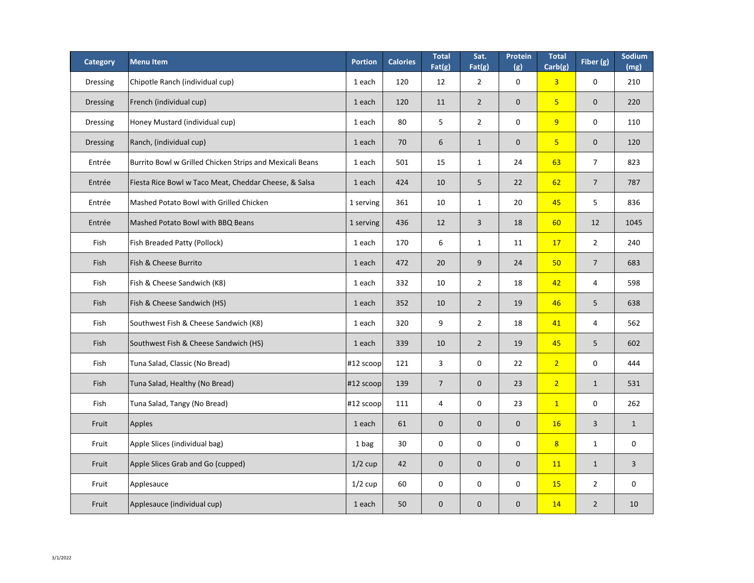| Category | Menu Item | Portion | Calories | Total Fat(g) | Sat. Fat(g) | Protein (g) | Total Carb(g) | Fiber (g) | Sodium (mg) |
|---|---|---|---|---|---|---|---|---|---|
| Dressing | Chipotle Ranch (individual cup) | 1 each | 120 | 12 | 2 | 0 | 3 | 0 | 210 |
| Dressing | French (individual cup) | 1 each | 120 | 11 | 2 | 0 | 5 | 0 | 220 |
| Dressing | Honey Mustard (individual cup) | 1 each | 80 | 5 | 2 | 0 | 9 | 0 | 110 |
| Dressing | Ranch, (individual cup) | 1 each | 70 | 6 | 1 | 0 | 5 | 0 | 120 |
| Entrée | Burrito Bowl w Grilled Chicken Strips and Mexicali Beans | 1 each | 501 | 15 | 1 | 24 | 63 | 7 | 823 |
| Entrée | Fiesta Rice Bowl w Taco Meat, Cheddar Cheese, & Salsa | 1 each | 424 | 10 | 5 | 22 | 62 | 7 | 787 |
| Entrée | Mashed Potato Bowl with Grilled Chicken | 1 serving | 361 | 10 | 1 | 20 | 45 | 5 | 836 |
| Entrée | Mashed Potato Bowl with BBQ Beans | 1 serving | 436 | 12 | 3 | 18 | 60 | 12 | 1045 |
| Fish | Fish Breaded Patty (Pollock) | 1 each | 170 | 6 | 1 | 11 | 17 | 2 | 240 |
| Fish | Fish & Cheese Burrito | 1 each | 472 | 20 | 9 | 24 | 50 | 7 | 683 |
| Fish | Fish & Cheese Sandwich (K8) | 1 each | 332 | 10 | 2 | 18 | 42 | 4 | 598 |
| Fish | Fish & Cheese Sandwich (HS) | 1 each | 352 | 10 | 2 | 19 | 46 | 5 | 638 |
| Fish | Southwest Fish & Cheese Sandwich (K8) | 1 each | 320 | 9 | 2 | 18 | 41 | 4 | 562 |
| Fish | Southwest Fish & Cheese Sandwich (HS) | 1 each | 339 | 10 | 2 | 19 | 45 | 5 | 602 |
| Fish | Tuna Salad, Classic (No Bread) | #12 scoop | 121 | 3 | 0 | 22 | 2 | 0 | 444 |
| Fish | Tuna Salad, Healthy (No Bread) | #12 scoop | 139 | 7 | 0 | 23 | 2 | 1 | 531 |
| Fish | Tuna Salad, Tangy (No Bread) | #12 scoop | 111 | 4 | 0 | 23 | 1 | 0 | 262 |
| Fruit | Apples | 1 each | 61 | 0 | 0 | 0 | 16 | 3 | 1 |
| Fruit | Apple Slices (individual bag) | 1 bag | 30 | 0 | 0 | 0 | 8 | 1 | 0 |
| Fruit | Apple Slices Grab and Go (cupped) | 1/2 cup | 42 | 0 | 0 | 0 | 11 | 1 | 3 |
| Fruit | Applesauce | 1/2 cup | 60 | 0 | 0 | 0 | 15 | 2 | 0 |
| Fruit | Applesauce (individual cup) | 1 each | 50 | 0 | 0 | 0 | 14 | 2 | 10 |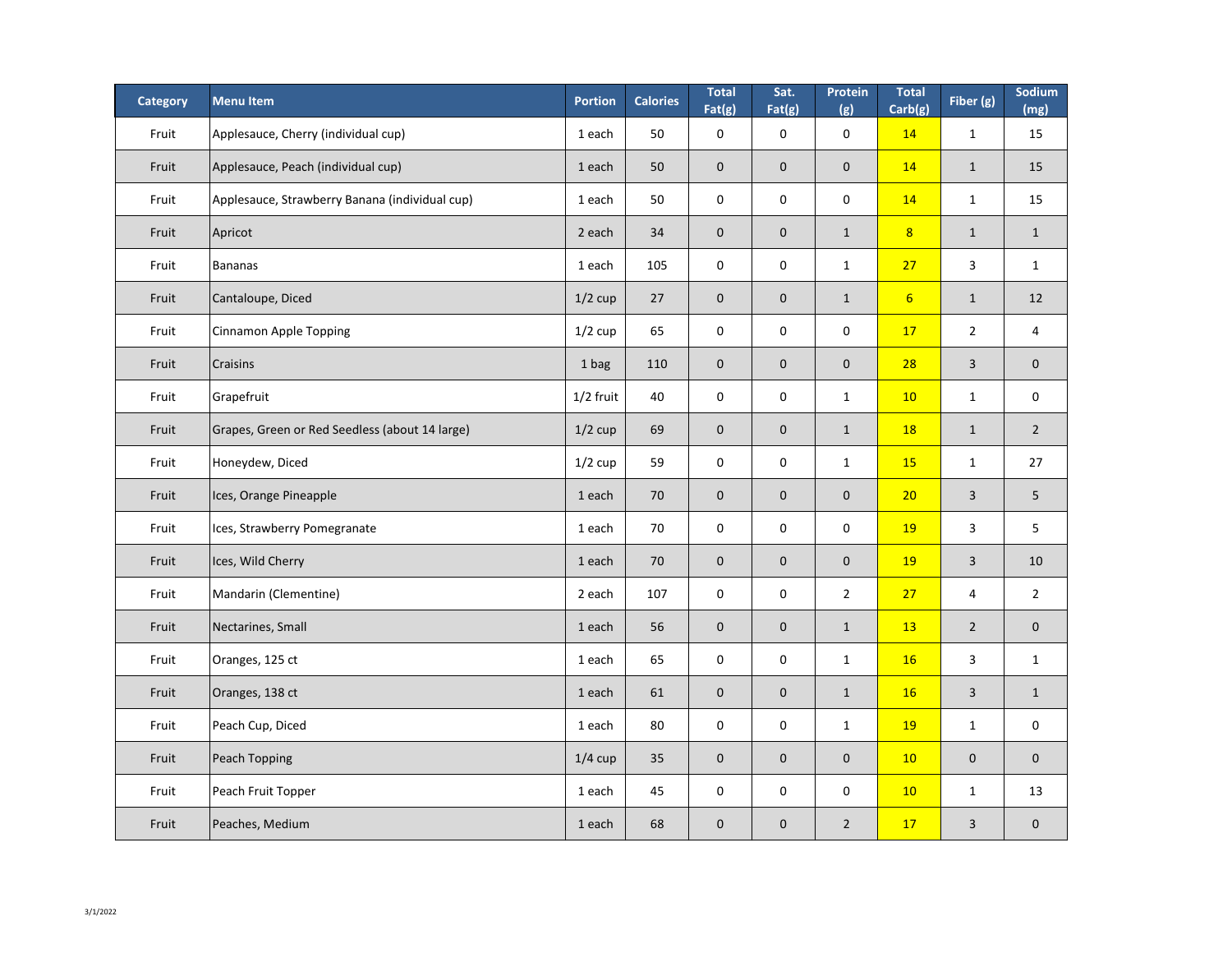| Category | Menu Item | Portion | Calories | Total Fat(g) | Sat. Fat(g) | Protein (g) | Total Carb(g) | Fiber (g) | Sodium (mg) |
|---|---|---|---|---|---|---|---|---|---|
| Fruit | Applesauce, Cherry (individual cup) | 1 each | 50 | 0 | 0 | 0 | 14 | 1 | 15 |
| Fruit | Applesauce, Peach (individual cup) | 1 each | 50 | 0 | 0 | 0 | 14 | 1 | 15 |
| Fruit | Applesauce, Strawberry Banana (individual cup) | 1 each | 50 | 0 | 0 | 0 | 14 | 1 | 15 |
| Fruit | Apricot | 2 each | 34 | 0 | 0 | 1 | 8 | 1 | 1 |
| Fruit | Bananas | 1 each | 105 | 0 | 0 | 1 | 27 | 3 | 1 |
| Fruit | Cantaloupe, Diced | 1/2 cup | 27 | 0 | 0 | 1 | 6 | 1 | 12 |
| Fruit | Cinnamon Apple Topping | 1/2 cup | 65 | 0 | 0 | 0 | 17 | 2 | 4 |
| Fruit | Craisins | 1 bag | 110 | 0 | 0 | 0 | 28 | 3 | 0 |
| Fruit | Grapefruit | 1/2 fruit | 40 | 0 | 0 | 1 | 10 | 1 | 0 |
| Fruit | Grapes, Green or Red Seedless (about 14 large) | 1/2 cup | 69 | 0 | 0 | 1 | 18 | 1 | 2 |
| Fruit | Honeydew, Diced | 1/2 cup | 59 | 0 | 0 | 1 | 15 | 1 | 27 |
| Fruit | Ices, Orange Pineapple | 1 each | 70 | 0 | 0 | 0 | 20 | 3 | 5 |
| Fruit | Ices, Strawberry Pomegranate | 1 each | 70 | 0 | 0 | 0 | 19 | 3 | 5 |
| Fruit | Ices, Wild Cherry | 1 each | 70 | 0 | 0 | 0 | 19 | 3 | 10 |
| Fruit | Mandarin (Clementine) | 2 each | 107 | 0 | 0 | 2 | 27 | 4 | 2 |
| Fruit | Nectarines, Small | 1 each | 56 | 0 | 0 | 1 | 13 | 2 | 0 |
| Fruit | Oranges, 125 ct | 1 each | 65 | 0 | 0 | 1 | 16 | 3 | 1 |
| Fruit | Oranges, 138 ct | 1 each | 61 | 0 | 0 | 1 | 16 | 3 | 1 |
| Fruit | Peach Cup, Diced | 1 each | 80 | 0 | 0 | 1 | 19 | 1 | 0 |
| Fruit | Peach Topping | 1/4 cup | 35 | 0 | 0 | 0 | 10 | 0 | 0 |
| Fruit | Peach Fruit Topper | 1 each | 45 | 0 | 0 | 0 | 10 | 1 | 13 |
| Fruit | Peaches, Medium | 1 each | 68 | 0 | 0 | 2 | 17 | 3 | 0 |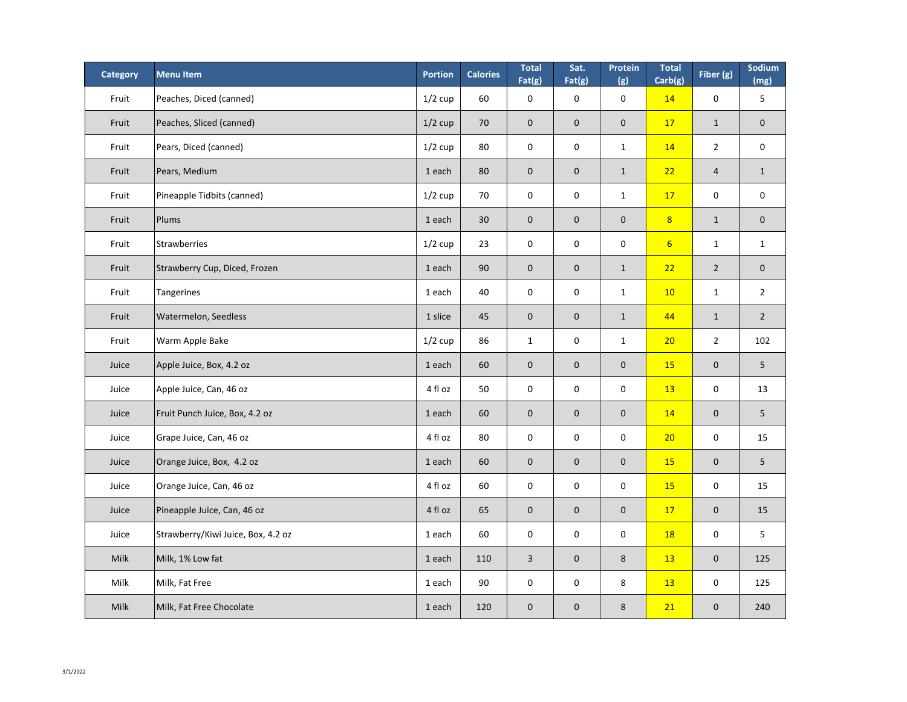| Category | Menu Item | Portion | Calories | Total Fat(g) | Sat. Fat(g) | Protein (g) | Total Carb(g) | Fiber (g) | Sodium (mg) |
|---|---|---|---|---|---|---|---|---|---|
| Fruit | Peaches, Diced (canned) | 1/2 cup | 60 | 0 | 0 | 0 | 14 | 0 | 5 |
| Fruit | Peaches, Sliced (canned) | 1/2 cup | 70 | 0 | 0 | 0 | 17 | 1 | 0 |
| Fruit | Pears, Diced (canned) | 1/2 cup | 80 | 0 | 0 | 1 | 14 | 2 | 0 |
| Fruit | Pears, Medium | 1 each | 80 | 0 | 0 | 1 | 22 | 4 | 1 |
| Fruit | Pineapple Tidbits (canned) | 1/2 cup | 70 | 0 | 0 | 1 | 17 | 0 | 0 |
| Fruit | Plums | 1 each | 30 | 0 | 0 | 0 | 8 | 1 | 0 |
| Fruit | Strawberries | 1/2 cup | 23 | 0 | 0 | 0 | 6 | 1 | 1 |
| Fruit | Strawberry Cup, Diced, Frozen | 1 each | 90 | 0 | 0 | 1 | 22 | 2 | 0 |
| Fruit | Tangerines | 1 each | 40 | 0 | 0 | 1 | 10 | 1 | 2 |
| Fruit | Watermelon, Seedless | 1 slice | 45 | 0 | 0 | 1 | 44 | 1 | 2 |
| Fruit | Warm Apple Bake | 1/2 cup | 86 | 1 | 0 | 1 | 20 | 2 | 102 |
| Juice | Apple Juice, Box, 4.2 oz | 1 each | 60 | 0 | 0 | 0 | 15 | 0 | 5 |
| Juice | Apple Juice, Can, 46 oz | 4 fl oz | 50 | 0 | 0 | 0 | 13 | 0 | 13 |
| Juice | Fruit Punch Juice, Box, 4.2 oz | 1 each | 60 | 0 | 0 | 0 | 14 | 0 | 5 |
| Juice | Grape Juice, Can, 46 oz | 4 fl oz | 80 | 0 | 0 | 0 | 20 | 0 | 15 |
| Juice | Orange Juice, Box, 4.2 oz | 1 each | 60 | 0 | 0 | 0 | 15 | 0 | 5 |
| Juice | Orange Juice, Can, 46 oz | 4 fl oz | 60 | 0 | 0 | 0 | 15 | 0 | 15 |
| Juice | Pineapple Juice, Can, 46 oz | 4 fl oz | 65 | 0 | 0 | 0 | 17 | 0 | 15 |
| Juice | Strawberry/Kiwi Juice, Box, 4.2 oz | 1 each | 60 | 0 | 0 | 0 | 18 | 0 | 5 |
| Milk | Milk, 1% Low fat | 1 each | 110 | 3 | 0 | 8 | 13 | 0 | 125 |
| Milk | Milk, Fat Free | 1 each | 90 | 0 | 0 | 8 | 13 | 0 | 125 |
| Milk | Milk, Fat Free Chocolate | 1 each | 120 | 0 | 0 | 8 | 21 | 0 | 240 |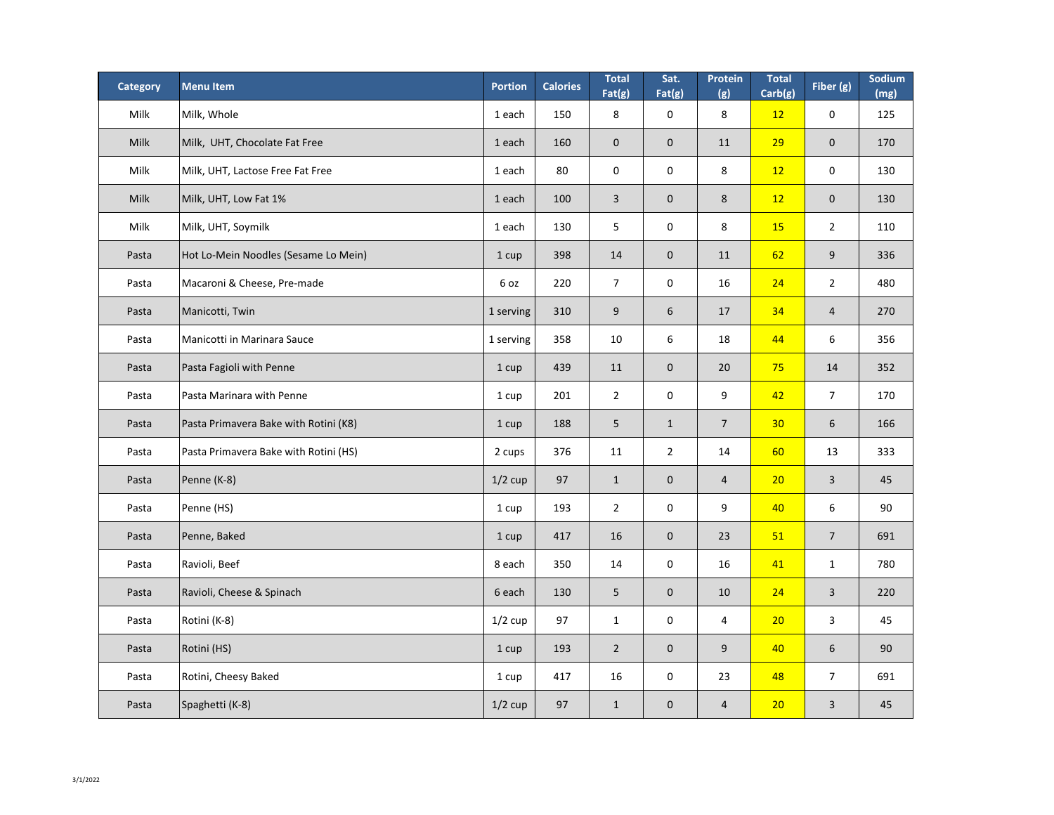| Category | Menu Item | Portion | Calories | Total Fat(g) | Sat. Fat(g) | Protein (g) | Total Carb(g) | Fiber (g) | Sodium (mg) |
|---|---|---|---|---|---|---|---|---|---|
| Milk | Milk, Whole | 1 each | 150 | 8 | 0 | 8 | 12 | 0 | 125 |
| Milk | Milk, UHT, Chocolate Fat Free | 1 each | 160 | 0 | 0 | 11 | 29 | 0 | 170 |
| Milk | Milk, UHT, Lactose Free Fat Free | 1 each | 80 | 0 | 0 | 8 | 12 | 0 | 130 |
| Milk | Milk, UHT, Low Fat 1% | 1 each | 100 | 3 | 0 | 8 | 12 | 0 | 130 |
| Milk | Milk, UHT, Soymilk | 1 each | 130 | 5 | 0 | 8 | 15 | 2 | 110 |
| Pasta | Hot Lo-Mein Noodles (Sesame Lo Mein) | 1 cup | 398 | 14 | 0 | 11 | 62 | 9 | 336 |
| Pasta | Macaroni & Cheese, Pre-made | 6 oz | 220 | 7 | 0 | 16 | 24 | 2 | 480 |
| Pasta | Manicotti, Twin | 1 serving | 310 | 9 | 6 | 17 | 34 | 4 | 270 |
| Pasta | Manicotti in Marinara Sauce | 1 serving | 358 | 10 | 6 | 18 | 44 | 6 | 356 |
| Pasta | Pasta Fagioli with Penne | 1 cup | 439 | 11 | 0 | 20 | 75 | 14 | 352 |
| Pasta | Pasta Marinara with Penne | 1 cup | 201 | 2 | 0 | 9 | 42 | 7 | 170 |
| Pasta | Pasta Primavera Bake with Rotini (K8) | 1 cup | 188 | 5 | 1 | 7 | 30 | 6 | 166 |
| Pasta | Pasta Primavera Bake with Rotini (HS) | 2 cups | 376 | 11 | 2 | 14 | 60 | 13 | 333 |
| Pasta | Penne (K-8) | 1/2 cup | 97 | 1 | 0 | 4 | 20 | 3 | 45 |
| Pasta | Penne (HS) | 1 cup | 193 | 2 | 0 | 9 | 40 | 6 | 90 |
| Pasta | Penne, Baked | 1 cup | 417 | 16 | 0 | 23 | 51 | 7 | 691 |
| Pasta | Ravioli, Beef | 8 each | 350 | 14 | 0 | 16 | 41 | 1 | 780 |
| Pasta | Ravioli, Cheese & Spinach | 6 each | 130 | 5 | 0 | 10 | 24 | 3 | 220 |
| Pasta | Rotini (K-8) | 1/2 cup | 97 | 1 | 0 | 4 | 20 | 3 | 45 |
| Pasta | Rotini (HS) | 1 cup | 193 | 2 | 0 | 9 | 40 | 6 | 90 |
| Pasta | Rotini, Cheesy Baked | 1 cup | 417 | 16 | 0 | 23 | 48 | 7 | 691 |
| Pasta | Spaghetti (K-8) | 1/2 cup | 97 | 1 | 0 | 4 | 20 | 3 | 45 |

3/1/2022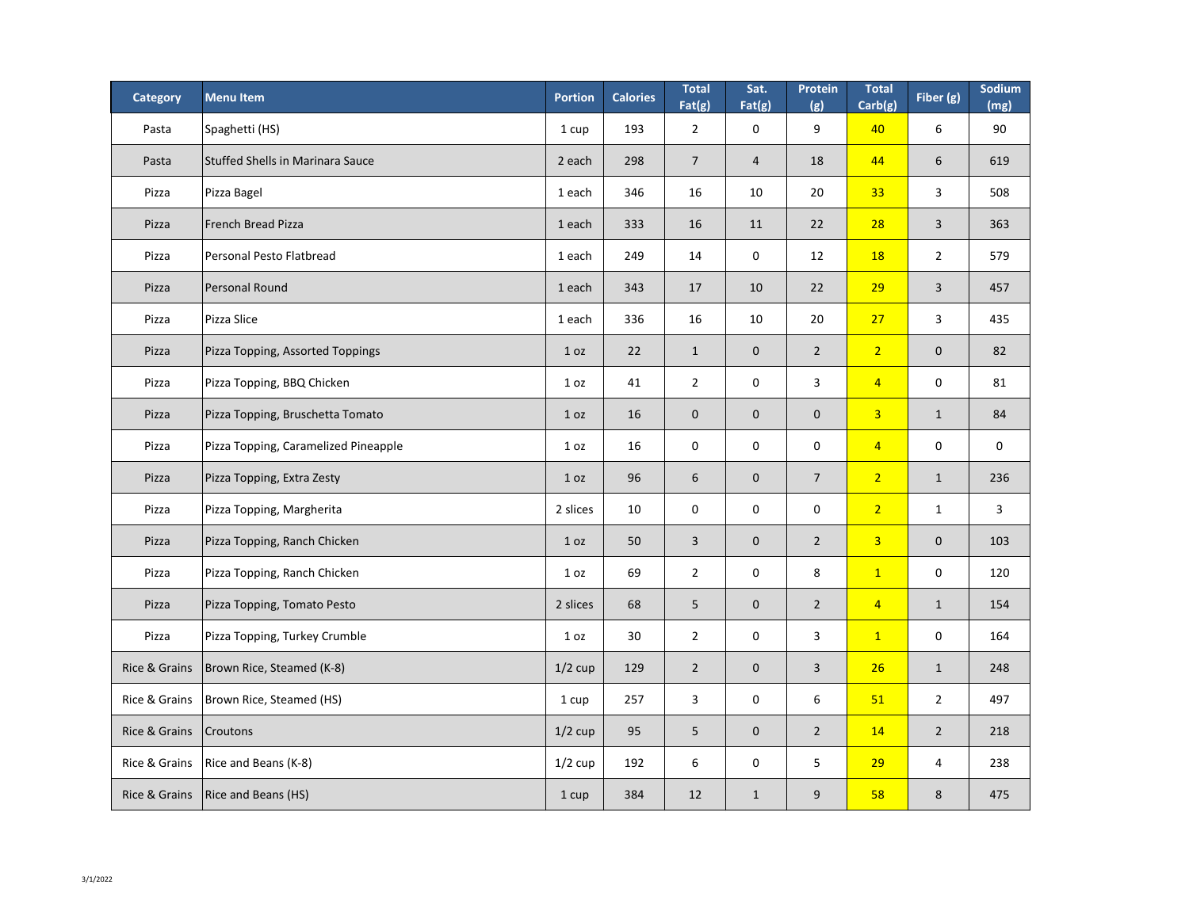| Category | Menu Item | Portion | Calories | Total Fat(g) | Sat. Fat(g) | Protein (g) | Total Carb(g) | Fiber (g) | Sodium (mg) |
|---|---|---|---|---|---|---|---|---|---|
| Pasta | Spaghetti (HS) | 1 cup | 193 | 2 | 0 | 9 | 40 | 6 | 90 |
| Pasta | Stuffed Shells in Marinara Sauce | 2 each | 298 | 7 | 4 | 18 | 44 | 6 | 619 |
| Pizza | Pizza Bagel | 1 each | 346 | 16 | 10 | 20 | 33 | 3 | 508 |
| Pizza | French Bread Pizza | 1 each | 333 | 16 | 11 | 22 | 28 | 3 | 363 |
| Pizza | Personal Pesto Flatbread | 1 each | 249 | 14 | 0 | 12 | 18 | 2 | 579 |
| Pizza | Personal Round | 1 each | 343 | 17 | 10 | 22 | 29 | 3 | 457 |
| Pizza | Pizza Slice | 1 each | 336 | 16 | 10 | 20 | 27 | 3 | 435 |
| Pizza | Pizza Topping, Assorted Toppings | 1 oz | 22 | 1 | 0 | 2 | 2 | 0 | 82 |
| Pizza | Pizza Topping, BBQ Chicken | 1 oz | 41 | 2 | 0 | 3 | 4 | 0 | 81 |
| Pizza | Pizza Topping, Bruschetta Tomato | 1 oz | 16 | 0 | 0 | 0 | 3 | 1 | 84 |
| Pizza | Pizza Topping, Caramelized Pineapple | 1 oz | 16 | 0 | 0 | 0 | 4 | 0 | 0 |
| Pizza | Pizza Topping, Extra Zesty | 1 oz | 96 | 6 | 0 | 7 | 2 | 1 | 236 |
| Pizza | Pizza Topping, Margherita | 2 slices | 10 | 0 | 0 | 0 | 2 | 1 | 3 |
| Pizza | Pizza Topping, Ranch Chicken | 1 oz | 50 | 3 | 0 | 2 | 3 | 0 | 103 |
| Pizza | Pizza Topping, Ranch Chicken | 1 oz | 69 | 2 | 0 | 8 | 1 | 0 | 120 |
| Pizza | Pizza Topping, Tomato Pesto | 2 slices | 68 | 5 | 0 | 2 | 4 | 1 | 154 |
| Pizza | Pizza Topping, Turkey Crumble | 1 oz | 30 | 2 | 0 | 3 | 1 | 0 | 164 |
| Rice & Grains | Brown Rice, Steamed (K-8) | 1/2 cup | 129 | 2 | 0 | 3 | 26 | 1 | 248 |
| Rice & Grains | Brown Rice, Steamed (HS) | 1 cup | 257 | 3 | 0 | 6 | 51 | 2 | 497 |
| Rice & Grains | Croutons | 1/2 cup | 95 | 5 | 0 | 2 | 14 | 2 | 218 |
| Rice & Grains | Rice and Beans (K-8) | 1/2 cup | 192 | 6 | 0 | 5 | 29 | 4 | 238 |
| Rice & Grains | Rice and Beans (HS) | 1 cup | 384 | 12 | 1 | 9 | 58 | 8 | 475 |

3/1/2022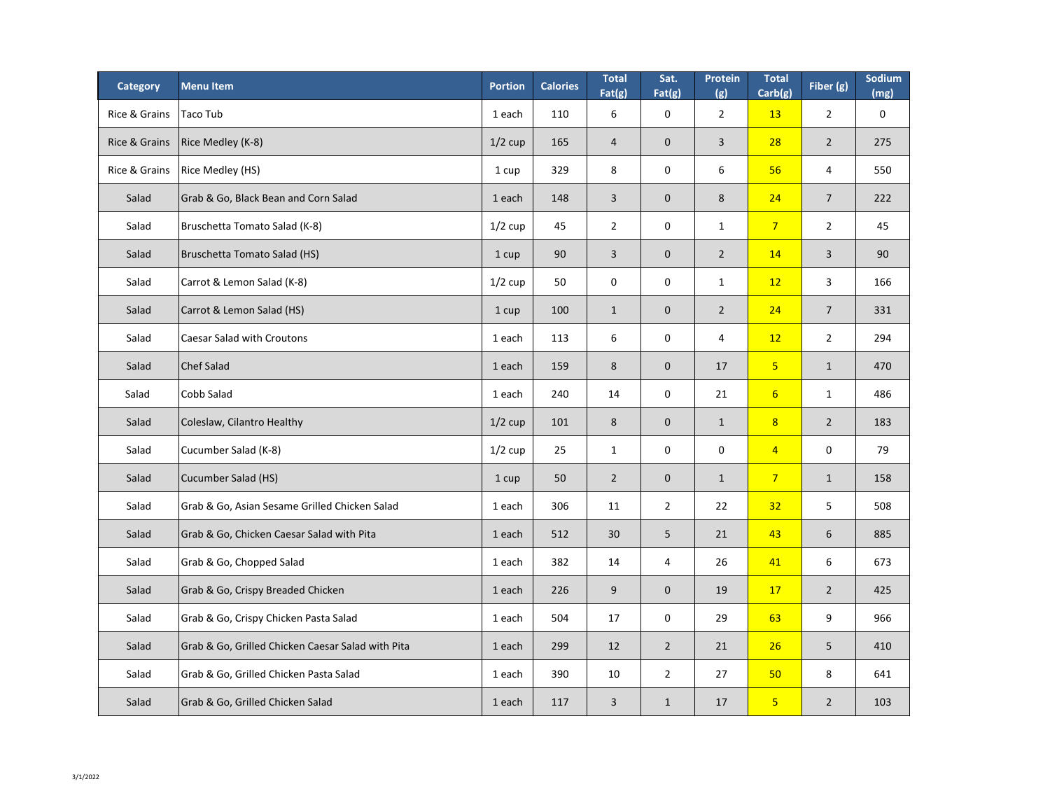| Category | Menu Item | Portion | Calories | Total Fat(g) | Sat. Fat(g) | Protein (g) | Total Carb(g) | Fiber (g) | Sodium (mg) |
|---|---|---|---|---|---|---|---|---|---|
| Rice & Grains | Taco Tub | 1 each | 110 | 6 | 0 | 2 | 13 | 2 | 0 |
| Rice & Grains | Rice Medley (K-8) | 1/2 cup | 165 | 4 | 0 | 3 | 28 | 2 | 275 |
| Rice & Grains | Rice Medley (HS) | 1 cup | 329 | 8 | 0 | 6 | 56 | 4 | 550 |
| Salad | Grab & Go, Black Bean and Corn Salad | 1 each | 148 | 3 | 0 | 8 | 24 | 7 | 222 |
| Salad | Bruschetta Tomato Salad (K-8) | 1/2 cup | 45 | 2 | 0 | 1 | 7 | 2 | 45 |
| Salad | Bruschetta Tomato Salad (HS) | 1 cup | 90 | 3 | 0 | 2 | 14 | 3 | 90 |
| Salad | Carrot & Lemon Salad (K-8) | 1/2 cup | 50 | 0 | 0 | 1 | 12 | 3 | 166 |
| Salad | Carrot & Lemon Salad (HS) | 1 cup | 100 | 1 | 0 | 2 | 24 | 7 | 331 |
| Salad | Caesar Salad with Croutons | 1 each | 113 | 6 | 0 | 4 | 12 | 2 | 294 |
| Salad | Chef Salad | 1 each | 159 | 8 | 0 | 17 | 5 | 1 | 470 |
| Salad | Cobb Salad | 1 each | 240 | 14 | 0 | 21 | 6 | 1 | 486 |
| Salad | Coleslaw, Cilantro Healthy | 1/2 cup | 101 | 8 | 0 | 1 | 8 | 2 | 183 |
| Salad | Cucumber Salad (K-8) | 1/2 cup | 25 | 1 | 0 | 0 | 4 | 0 | 79 |
| Salad | Cucumber Salad (HS) | 1 cup | 50 | 2 | 0 | 1 | 7 | 1 | 158 |
| Salad | Grab & Go, Asian Sesame Grilled Chicken Salad | 1 each | 306 | 11 | 2 | 22 | 32 | 5 | 508 |
| Salad | Grab & Go, Chicken Caesar Salad with Pita | 1 each | 512 | 30 | 5 | 21 | 43 | 6 | 885 |
| Salad | Grab & Go, Chopped Salad | 1 each | 382 | 14 | 4 | 26 | 41 | 6 | 673 |
| Salad | Grab & Go, Crispy Breaded Chicken | 1 each | 226 | 9 | 0 | 19 | 17 | 2 | 425 |
| Salad | Grab & Go, Crispy Chicken Pasta Salad | 1 each | 504 | 17 | 0 | 29 | 63 | 9 | 966 |
| Salad | Grab & Go, Grilled Chicken Caesar Salad with Pita | 1 each | 299 | 12 | 2 | 21 | 26 | 5 | 410 |
| Salad | Grab & Go, Grilled Chicken Pasta Salad | 1 each | 390 | 10 | 2 | 27 | 50 | 8 | 641 |
| Salad | Grab & Go, Grilled Chicken Salad | 1 each | 117 | 3 | 1 | 17 | 5 | 2 | 103 |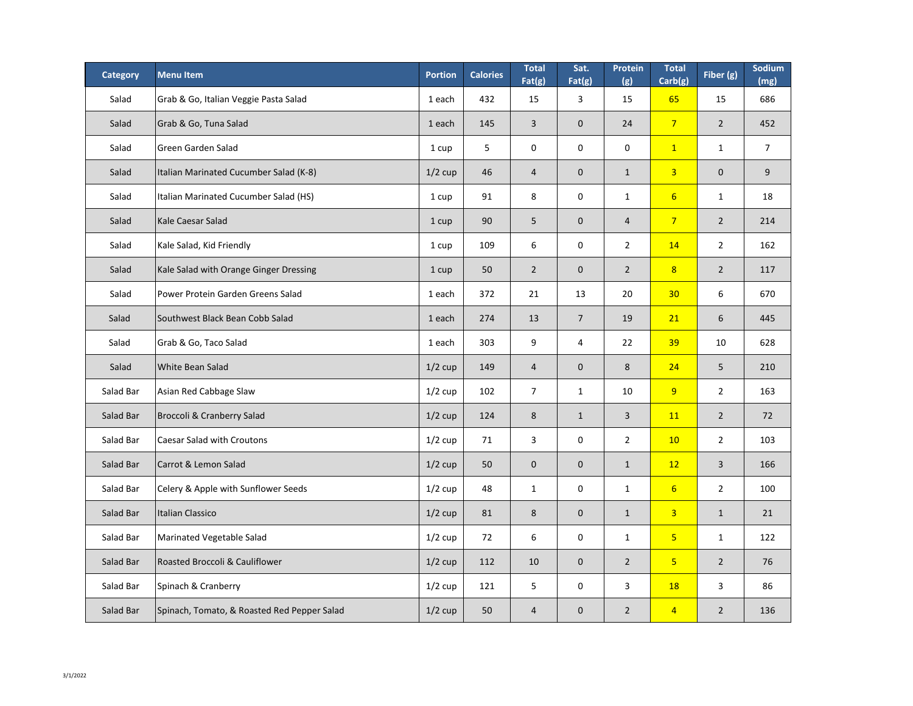| Category | Menu Item | Portion | Calories | Total Fat(g) | Sat. Fat(g) | Protein (g) | Total Carb(g) | Fiber (g) | Sodium (mg) |
|---|---|---|---|---|---|---|---|---|---|
| Salad | Grab & Go, Italian Veggie Pasta Salad | 1 each | 432 | 15 | 3 | 15 | 65 | 15 | 686 |
| Salad | Grab & Go, Tuna Salad | 1 each | 145 | 3 | 0 | 24 | 7 | 2 | 452 |
| Salad | Green Garden Salad | 1 cup | 5 | 0 | 0 | 0 | 1 | 1 | 7 |
| Salad | Italian Marinated Cucumber Salad (K-8) | 1/2 cup | 46 | 4 | 0 | 1 | 3 | 0 | 9 |
| Salad | Italian Marinated Cucumber Salad (HS) | 1 cup | 91 | 8 | 0 | 1 | 6 | 1 | 18 |
| Salad | Kale Caesar Salad | 1 cup | 90 | 5 | 0 | 4 | 7 | 2 | 214 |
| Salad | Kale Salad, Kid Friendly | 1 cup | 109 | 6 | 0 | 2 | 14 | 2 | 162 |
| Salad | Kale Salad with Orange Ginger Dressing | 1 cup | 50 | 2 | 0 | 2 | 8 | 2 | 117 |
| Salad | Power Protein Garden Greens Salad | 1 each | 372 | 21 | 13 | 20 | 30 | 6 | 670 |
| Salad | Southwest Black Bean Cobb Salad | 1 each | 274 | 13 | 7 | 19 | 21 | 6 | 445 |
| Salad | Grab & Go, Taco Salad | 1 each | 303 | 9 | 4 | 22 | 39 | 10 | 628 |
| Salad | White Bean Salad | 1/2 cup | 149 | 4 | 0 | 8 | 24 | 5 | 210 |
| Salad Bar | Asian Red Cabbage Slaw | 1/2 cup | 102 | 7 | 1 | 10 | 9 | 2 | 163 |
| Salad Bar | Broccoli & Cranberry Salad | 1/2 cup | 124 | 8 | 1 | 3 | 11 | 2 | 72 |
| Salad Bar | Caesar Salad with Croutons | 1/2 cup | 71 | 3 | 0 | 2 | 10 | 2 | 103 |
| Salad Bar | Carrot & Lemon Salad | 1/2 cup | 50 | 0 | 0 | 1 | 12 | 3 | 166 |
| Salad Bar | Celery & Apple with Sunflower Seeds | 1/2 cup | 48 | 1 | 0 | 1 | 6 | 2 | 100 |
| Salad Bar | Italian Classico | 1/2 cup | 81 | 8 | 0 | 1 | 3 | 1 | 21 |
| Salad Bar | Marinated Vegetable Salad | 1/2 cup | 72 | 6 | 0 | 1 | 5 | 1 | 122 |
| Salad Bar | Roasted Broccoli & Cauliflower | 1/2 cup | 112 | 10 | 0 | 2 | 5 | 2 | 76 |
| Salad Bar | Spinach & Cranberry | 1/2 cup | 121 | 5 | 0 | 3 | 18 | 3 | 86 |
| Salad Bar | Spinach, Tomato, & Roasted Red Pepper Salad | 1/2 cup | 50 | 4 | 0 | 2 | 4 | 2 | 136 |

3/1/2022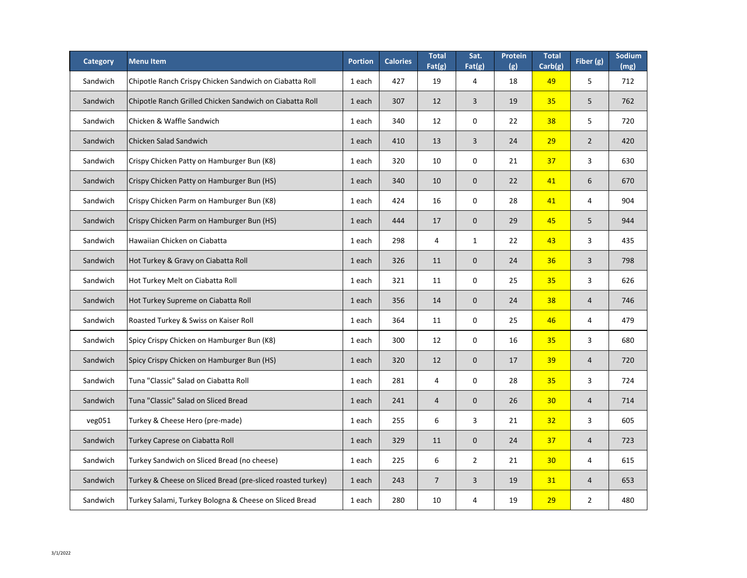| Category | Menu Item | Portion | Calories | Total Fat(g) | Sat. Fat(g) | Protein (g) | Total Carb(g) | Fiber (g) | Sodium (mg) |
|---|---|---|---|---|---|---|---|---|---|
| Sandwich | Chipotle Ranch Crispy Chicken Sandwich on Ciabatta Roll | 1 each | 427 | 19 | 4 | 18 | 49 | 5 | 712 |
| Sandwich | Chipotle Ranch Grilled Chicken Sandwich on Ciabatta Roll | 1 each | 307 | 12 | 3 | 19 | 35 | 5 | 762 |
| Sandwich | Chicken & Waffle Sandwich | 1 each | 340 | 12 | 0 | 22 | 38 | 5 | 720 |
| Sandwich | Chicken Salad Sandwich | 1 each | 410 | 13 | 3 | 24 | 29 | 2 | 420 |
| Sandwich | Crispy Chicken Patty on Hamburger Bun (K8) | 1 each | 320 | 10 | 0 | 21 | 37 | 3 | 630 |
| Sandwich | Crispy Chicken Patty on Hamburger Bun (HS) | 1 each | 340 | 10 | 0 | 22 | 41 | 6 | 670 |
| Sandwich | Crispy Chicken Parm on Hamburger Bun (K8) | 1 each | 424 | 16 | 0 | 28 | 41 | 4 | 904 |
| Sandwich | Crispy Chicken Parm on Hamburger Bun (HS) | 1 each | 444 | 17 | 0 | 29 | 45 | 5 | 944 |
| Sandwich | Hawaiian Chicken on Ciabatta | 1 each | 298 | 4 | 1 | 22 | 43 | 3 | 435 |
| Sandwich | Hot Turkey & Gravy on Ciabatta Roll | 1 each | 326 | 11 | 0 | 24 | 36 | 3 | 798 |
| Sandwich | Hot Turkey Melt on Ciabatta Roll | 1 each | 321 | 11 | 0 | 25 | 35 | 3 | 626 |
| Sandwich | Hot Turkey Supreme on Ciabatta Roll | 1 each | 356 | 14 | 0 | 24 | 38 | 4 | 746 |
| Sandwich | Roasted Turkey & Swiss on Kaiser Roll | 1 each | 364 | 11 | 0 | 25 | 46 | 4 | 479 |
| Sandwich | Spicy Crispy Chicken on Hamburger Bun (K8) | 1 each | 300 | 12 | 0 | 16 | 35 | 3 | 680 |
| Sandwich | Spicy Crispy Chicken on Hamburger Bun (HS) | 1 each | 320 | 12 | 0 | 17 | 39 | 4 | 720 |
| Sandwich | Tuna "Classic" Salad on Ciabatta Roll | 1 each | 281 | 4 | 0 | 28 | 35 | 3 | 724 |
| Sandwich | Tuna "Classic" Salad on Sliced Bread | 1 each | 241 | 4 | 0 | 26 | 30 | 4 | 714 |
| veg051 | Turkey & Cheese Hero (pre-made) | 1 each | 255 | 6 | 3 | 21 | 32 | 3 | 605 |
| Sandwich | Turkey Caprese on Ciabatta Roll | 1 each | 329 | 11 | 0 | 24 | 37 | 4 | 723 |
| Sandwich | Turkey Sandwich on Sliced Bread (no cheese) | 1 each | 225 | 6 | 2 | 21 | 30 | 4 | 615 |
| Sandwich | Turkey & Cheese on Sliced Bread (pre-sliced roasted turkey) | 1 each | 243 | 7 | 3 | 19 | 31 | 4 | 653 |
| Sandwich | Turkey Salami, Turkey Bologna & Cheese on Sliced Bread | 1 each | 280 | 10 | 4 | 19 | 29 | 2 | 480 |

3/1/2022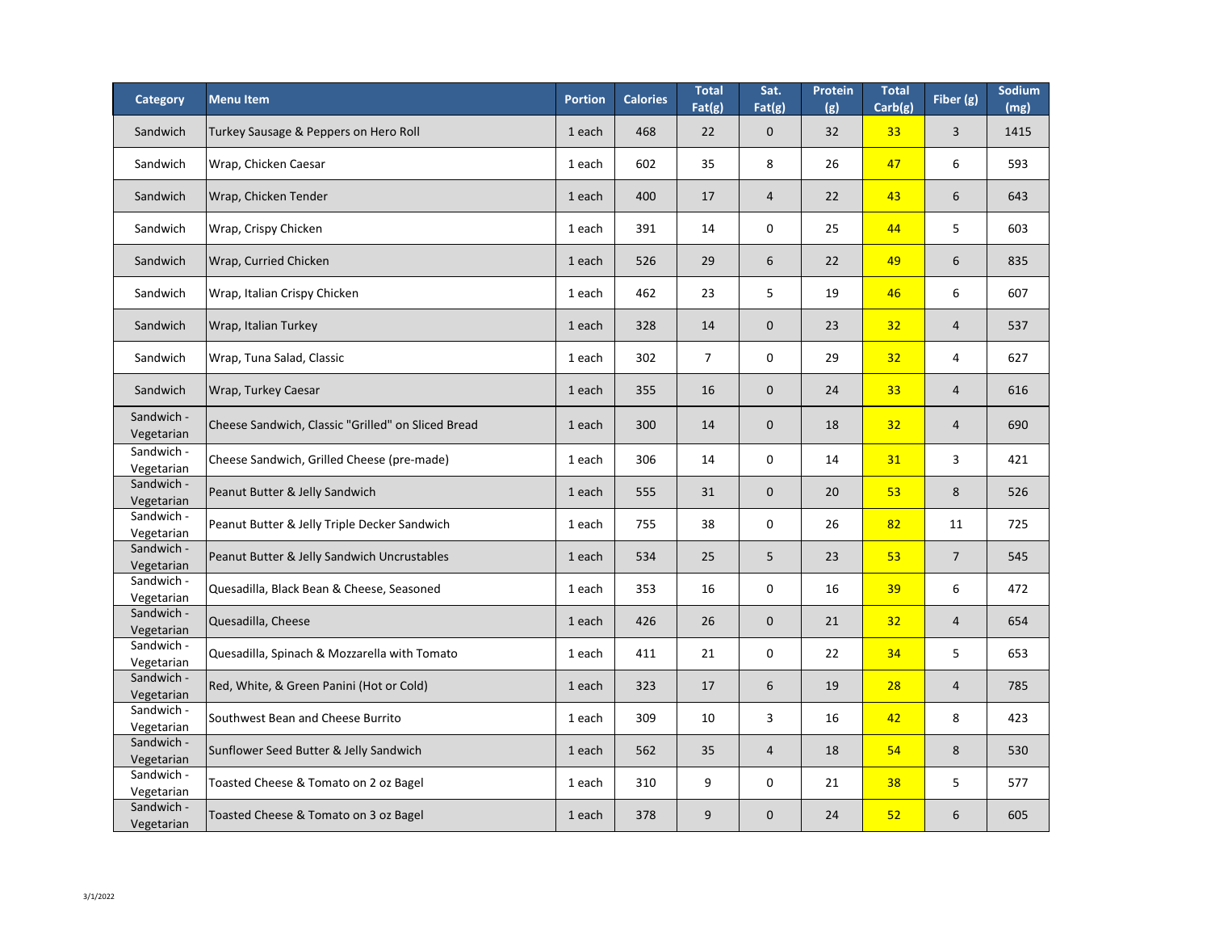| Category | Menu Item | Portion | Calories | Total Fat(g) | Sat. Fat(g) | Protein (g) | Total Carb(g) | Fiber (g) | Sodium (mg) |
|---|---|---|---|---|---|---|---|---|---|
| Sandwich | Turkey Sausage & Peppers on Hero Roll | 1 each | 468 | 22 | 0 | 32 | 33 | 3 | 1415 |
| Sandwich | Wrap, Chicken Caesar | 1 each | 602 | 35 | 8 | 26 | 47 | 6 | 593 |
| Sandwich | Wrap, Chicken Tender | 1 each | 400 | 17 | 4 | 22 | 43 | 6 | 643 |
| Sandwich | Wrap, Crispy Chicken | 1 each | 391 | 14 | 0 | 25 | 44 | 5 | 603 |
| Sandwich | Wrap, Curried Chicken | 1 each | 526 | 29 | 6 | 22 | 49 | 6 | 835 |
| Sandwich | Wrap, Italian Crispy Chicken | 1 each | 462 | 23 | 5 | 19 | 46 | 6 | 607 |
| Sandwich | Wrap, Italian Turkey | 1 each | 328 | 14 | 0 | 23 | 32 | 4 | 537 |
| Sandwich | Wrap, Tuna Salad, Classic | 1 each | 302 | 7 | 0 | 29 | 32 | 4 | 627 |
| Sandwich | Wrap, Turkey Caesar | 1 each | 355 | 16 | 0 | 24 | 33 | 4 | 616 |
| Sandwich - Vegetarian | Cheese Sandwich, Classic "Grilled" on Sliced Bread | 1 each | 300 | 14 | 0 | 18 | 32 | 4 | 690 |
| Sandwich - Vegetarian | Cheese Sandwich, Grilled Cheese (pre-made) | 1 each | 306 | 14 | 0 | 14 | 31 | 3 | 421 |
| Sandwich - Vegetarian | Peanut Butter & Jelly Sandwich | 1 each | 555 | 31 | 0 | 20 | 53 | 8 | 526 |
| Sandwich - Vegetarian | Peanut Butter & Jelly Triple Decker Sandwich | 1 each | 755 | 38 | 0 | 26 | 82 | 11 | 725 |
| Sandwich - Vegetarian | Peanut Butter & Jelly Sandwich Uncrustables | 1 each | 534 | 25 | 5 | 23 | 53 | 7 | 545 |
| Sandwich - Vegetarian | Quesadilla, Black Bean & Cheese, Seasoned | 1 each | 353 | 16 | 0 | 16 | 39 | 6 | 472 |
| Sandwich - Vegetarian | Quesadilla, Cheese | 1 each | 426 | 26 | 0 | 21 | 32 | 4 | 654 |
| Sandwich - Vegetarian | Quesadilla, Spinach & Mozzarella with Tomato | 1 each | 411 | 21 | 0 | 22 | 34 | 5 | 653 |
| Sandwich - Vegetarian | Red, White, & Green Panini (Hot or Cold) | 1 each | 323 | 17 | 6 | 19 | 28 | 4 | 785 |
| Sandwich - Vegetarian | Southwest Bean and Cheese Burrito | 1 each | 309 | 10 | 3 | 16 | 42 | 8 | 423 |
| Sandwich - Vegetarian | Sunflower Seed Butter & Jelly Sandwich | 1 each | 562 | 35 | 4 | 18 | 54 | 8 | 530 |
| Sandwich - Vegetarian | Toasted Cheese & Tomato on 2 oz Bagel | 1 each | 310 | 9 | 0 | 21 | 38 | 5 | 577 |
| Sandwich - Vegetarian | Toasted Cheese & Tomato on 3 oz Bagel | 1 each | 378 | 9 | 0 | 24 | 52 | 6 | 605 |

3/1/2022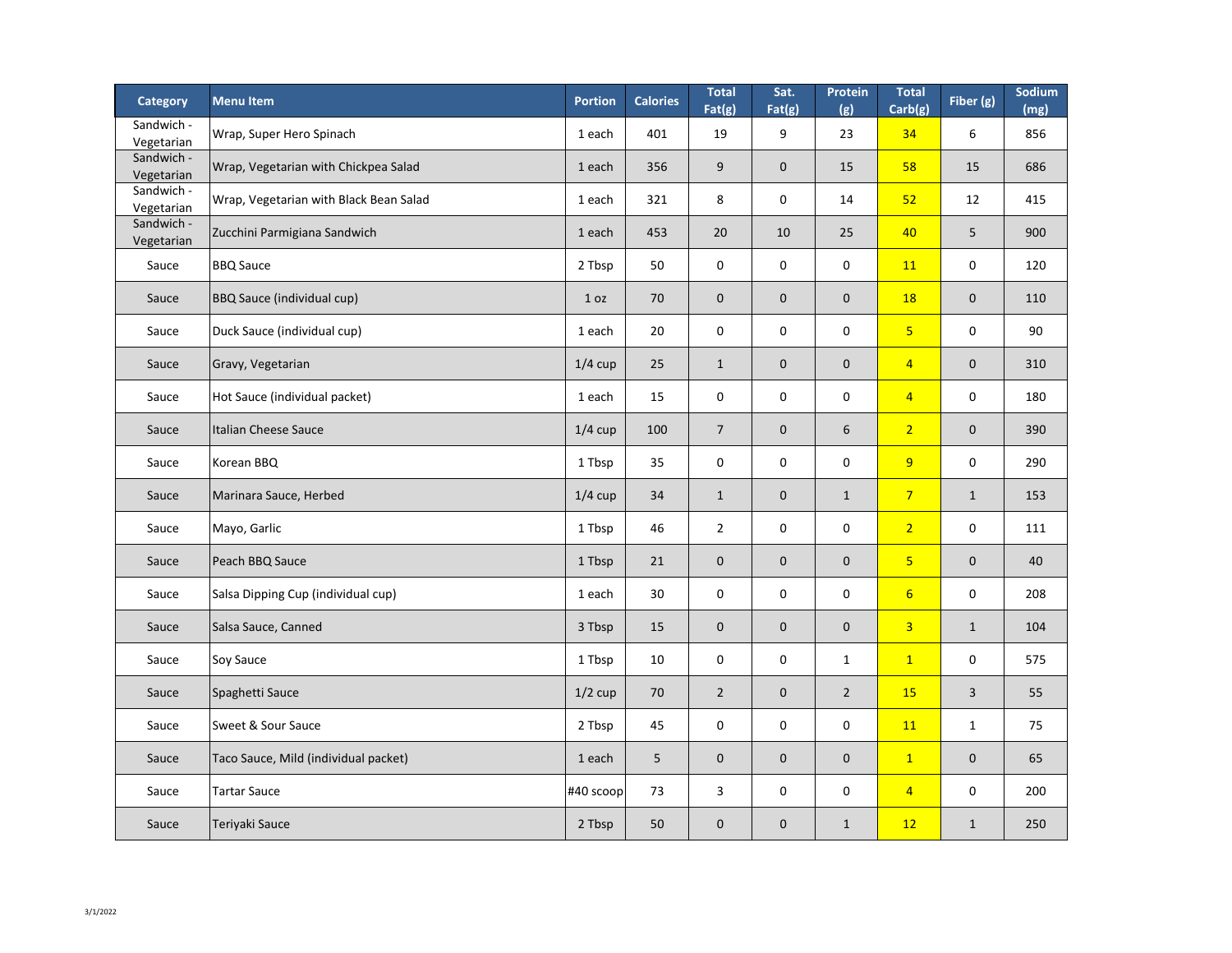| Category | Menu Item | Portion | Calories | Total Fat(g) | Sat. Fat(g) | Protein (g) | Total Carb(g) | Fiber (g) | Sodium (mg) |
|---|---|---|---|---|---|---|---|---|---|
| Sandwich - Vegetarian | Wrap, Super Hero Spinach | 1 each | 401 | 19 | 9 | 23 | 34 | 6 | 856 |
| Sandwich - Vegetarian | Wrap, Vegetarian with Chickpea Salad | 1 each | 356 | 9 | 0 | 15 | 58 | 15 | 686 |
| Sandwich - Vegetarian | Wrap, Vegetarian with Black Bean Salad | 1 each | 321 | 8 | 0 | 14 | 52 | 12 | 415 |
| Sandwich - Vegetarian | Zucchini Parmigiana Sandwich | 1 each | 453 | 20 | 10 | 25 | 40 | 5 | 900 |
| Sauce | BBQ Sauce | 2 Tbsp | 50 | 0 | 0 | 0 | 11 | 0 | 120 |
| Sauce | BBQ Sauce (individual cup) | 1 oz | 70 | 0 | 0 | 0 | 18 | 0 | 110 |
| Sauce | Duck Sauce (individual cup) | 1 each | 20 | 0 | 0 | 0 | 5 | 0 | 90 |
| Sauce | Gravy, Vegetarian | 1/4 cup | 25 | 1 | 0 | 0 | 4 | 0 | 310 |
| Sauce | Hot Sauce (individual packet) | 1 each | 15 | 0 | 0 | 0 | 4 | 0 | 180 |
| Sauce | Italian Cheese Sauce | 1/4 cup | 100 | 7 | 0 | 6 | 2 | 0 | 390 |
| Sauce | Korean BBQ | 1 Tbsp | 35 | 0 | 0 | 0 | 9 | 0 | 290 |
| Sauce | Marinara Sauce, Herbed | 1/4 cup | 34 | 1 | 0 | 1 | 7 | 1 | 153 |
| Sauce | Mayo, Garlic | 1 Tbsp | 46 | 2 | 0 | 0 | 2 | 0 | 111 |
| Sauce | Peach BBQ Sauce | 1 Tbsp | 21 | 0 | 0 | 0 | 5 | 0 | 40 |
| Sauce | Salsa Dipping Cup (individual cup) | 1 each | 30 | 0 | 0 | 0 | 6 | 0 | 208 |
| Sauce | Salsa Sauce, Canned | 3 Tbsp | 15 | 0 | 0 | 0 | 3 | 1 | 104 |
| Sauce | Soy Sauce | 1 Tbsp | 10 | 0 | 0 | 1 | 1 | 0 | 575 |
| Sauce | Spaghetti Sauce | 1/2 cup | 70 | 2 | 0 | 2 | 15 | 3 | 55 |
| Sauce | Sweet & Sour Sauce | 2 Tbsp | 45 | 0 | 0 | 0 | 11 | 1 | 75 |
| Sauce | Taco Sauce, Mild (individual packet) | 1 each | 5 | 0 | 0 | 0 | 1 | 0 | 65 |
| Sauce | Tartar Sauce | #40 scoop | 73 | 3 | 0 | 0 | 4 | 0 | 200 |
| Sauce | Teriyaki Sauce | 2 Tbsp | 50 | 0 | 0 | 1 | 12 | 1 | 250 |

3/1/2022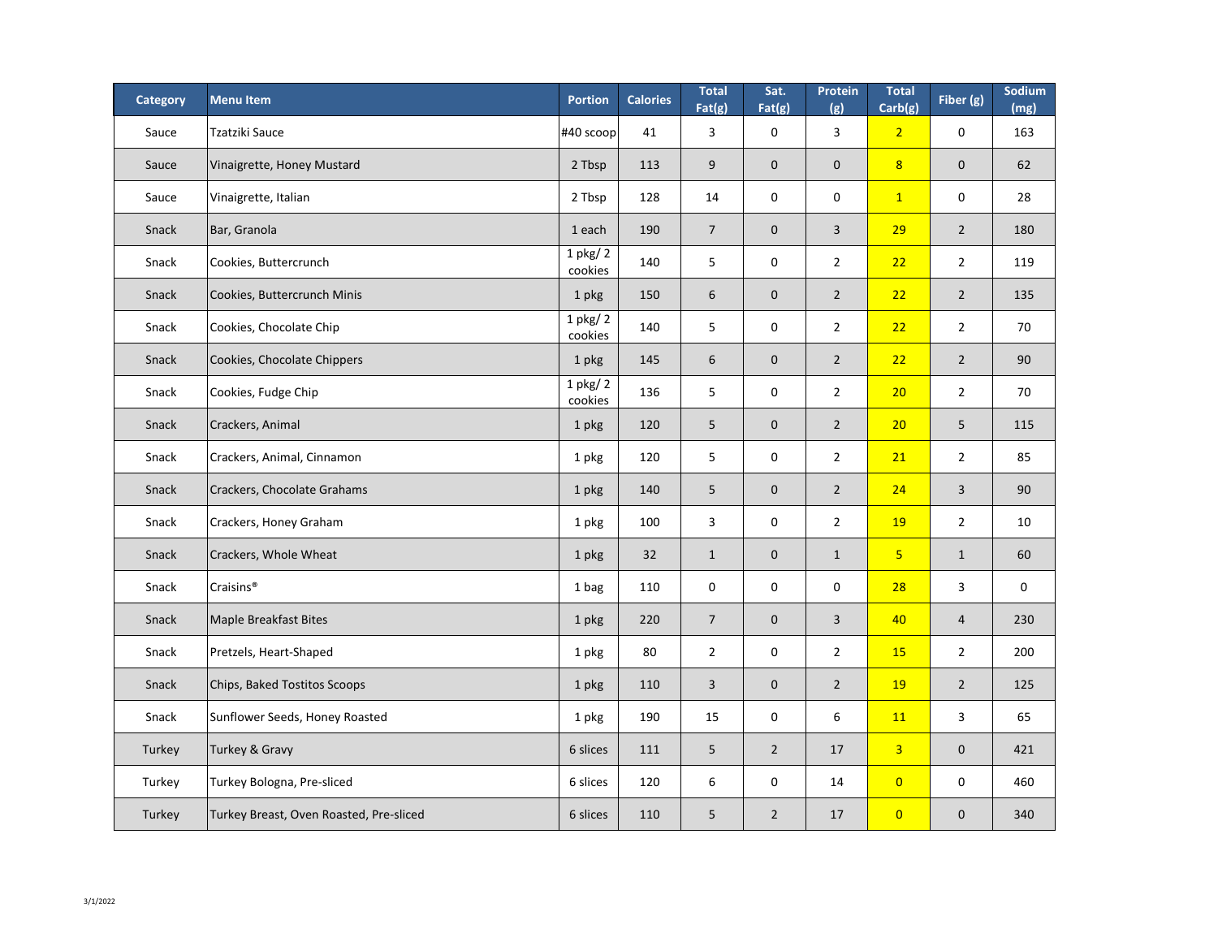| Category | Menu Item | Portion | Calories | Total Fat(g) | Sat. Fat(g) | Protein (g) | Total Carb(g) | Fiber (g) | Sodium (mg) |
|---|---|---|---|---|---|---|---|---|---|
| Sauce | Tzatziki Sauce | #40 scoop | 41 | 3 | 0 | 3 | 2 | 0 | 163 |
| Sauce | Vinaigrette, Honey Mustard | 2 Tbsp | 113 | 9 | 0 | 0 | 8 | 0 | 62 |
| Sauce | Vinaigrette, Italian | 2 Tbsp | 128 | 14 | 0 | 0 | 1 | 0 | 28 |
| Snack | Bar, Granola | 1 each | 190 | 7 | 0 | 3 | 29 | 2 | 180 |
| Snack | Cookies, Buttercrunch | 1 pkg/ 2 cookies | 140 | 5 | 0 | 2 | 22 | 2 | 119 |
| Snack | Cookies, Buttercrunch Minis | 1 pkg | 150 | 6 | 0 | 2 | 22 | 2 | 135 |
| Snack | Cookies, Chocolate Chip | 1 pkg/ 2 cookies | 140 | 5 | 0 | 2 | 22 | 2 | 70 |
| Snack | Cookies, Chocolate Chippers | 1 pkg | 145 | 6 | 0 | 2 | 22 | 2 | 90 |
| Snack | Cookies, Fudge Chip | 1 pkg/ 2 cookies | 136 | 5 | 0 | 2 | 20 | 2 | 70 |
| Snack | Crackers, Animal | 1 pkg | 120 | 5 | 0 | 2 | 20 | 5 | 115 |
| Snack | Crackers, Animal, Cinnamon | 1 pkg | 120 | 5 | 0 | 2 | 21 | 2 | 85 |
| Snack | Crackers, Chocolate Grahams | 1 pkg | 140 | 5 | 0 | 2 | 24 | 3 | 90 |
| Snack | Crackers, Honey Graham | 1 pkg | 100 | 3 | 0 | 2 | 19 | 2 | 10 |
| Snack | Crackers, Whole Wheat | 1 pkg | 32 | 1 | 0 | 1 | 5 | 1 | 60 |
| Snack | Craisins® | 1 bag | 110 | 0 | 0 | 0 | 28 | 3 | 0 |
| Snack | Maple Breakfast Bites | 1 pkg | 220 | 7 | 0 | 3 | 40 | 4 | 230 |
| Snack | Pretzels, Heart-Shaped | 1 pkg | 80 | 2 | 0 | 2 | 15 | 2 | 200 |
| Snack | Chips, Baked Tostitos Scoops | 1 pkg | 110 | 3 | 0 | 2 | 19 | 2 | 125 |
| Snack | Sunflower Seeds, Honey Roasted | 1 pkg | 190 | 15 | 0 | 6 | 11 | 3 | 65 |
| Turkey | Turkey & Gravy | 6 slices | 111 | 5 | 2 | 17 | 3 | 0 | 421 |
| Turkey | Turkey Bologna, Pre-sliced | 6 slices | 120 | 6 | 0 | 14 | 0 | 0 | 460 |
| Turkey | Turkey Breast, Oven Roasted, Pre-sliced | 6 slices | 110 | 5 | 2 | 17 | 0 | 0 | 340 |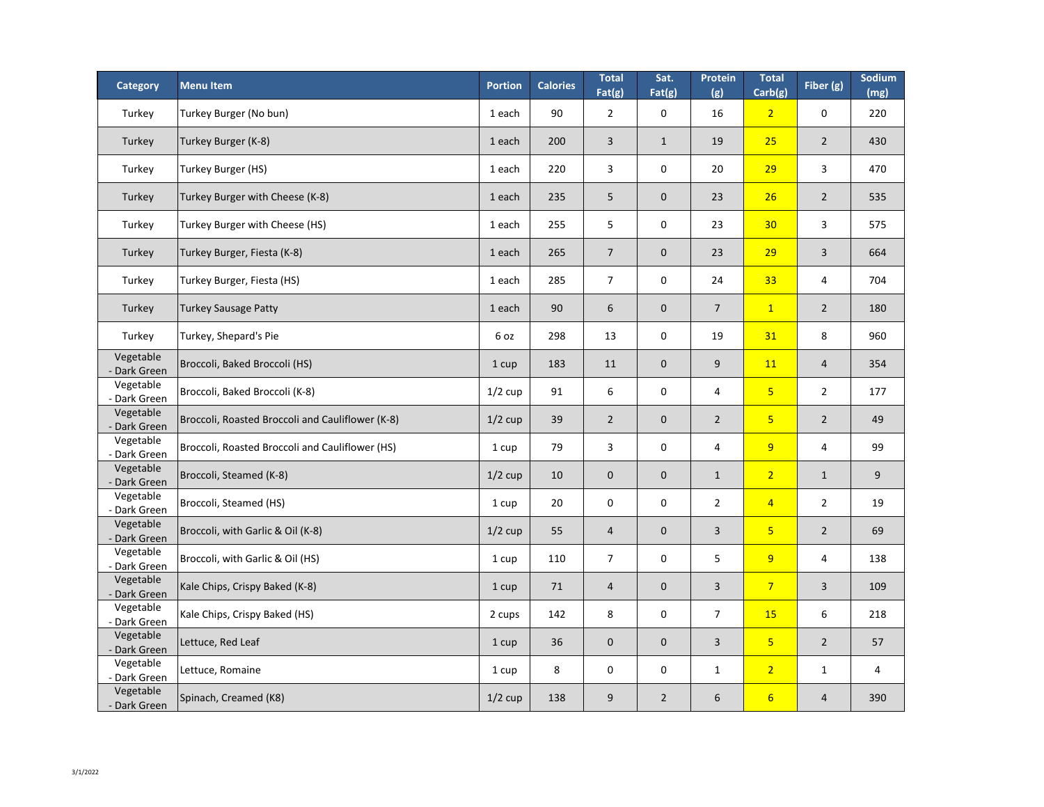| Category | Menu Item | Portion | Calories | Total Fat(g) | Sat. Fat(g) | Protein (g) | Total Carb(g) | Fiber (g) | Sodium (mg) |
|---|---|---|---|---|---|---|---|---|---|
| Turkey | Turkey Burger (No bun) | 1 each | 90 | 2 | 0 | 16 | 2 | 0 | 220 |
| Turkey | Turkey Burger (K-8) | 1 each | 200 | 3 | 1 | 19 | 25 | 2 | 430 |
| Turkey | Turkey Burger (HS) | 1 each | 220 | 3 | 0 | 20 | 29 | 3 | 470 |
| Turkey | Turkey Burger with Cheese (K-8) | 1 each | 235 | 5 | 0 | 23 | 26 | 2 | 535 |
| Turkey | Turkey Burger with Cheese (HS) | 1 each | 255 | 5 | 0 | 23 | 30 | 3 | 575 |
| Turkey | Turkey Burger, Fiesta (K-8) | 1 each | 265 | 7 | 0 | 23 | 29 | 3 | 664 |
| Turkey | Turkey Burger, Fiesta (HS) | 1 each | 285 | 7 | 0 | 24 | 33 | 4 | 704 |
| Turkey | Turkey Sausage Patty | 1 each | 90 | 6 | 0 | 7 | 1 | 2 | 180 |
| Turkey | Turkey, Shepard's Pie | 6 oz | 298 | 13 | 0 | 19 | 31 | 8 | 960 |
| Vegetable - Dark Green | Broccoli, Baked Broccoli (HS) | 1 cup | 183 | 11 | 0 | 9 | 11 | 4 | 354 |
| Vegetable - Dark Green | Broccoli, Baked Broccoli (K-8) | 1/2 cup | 91 | 6 | 0 | 4 | 5 | 2 | 177 |
| Vegetable - Dark Green | Broccoli, Roasted Broccoli and Cauliflower (K-8) | 1/2 cup | 39 | 2 | 0 | 2 | 5 | 2 | 49 |
| Vegetable - Dark Green | Broccoli, Roasted Broccoli and Cauliflower (HS) | 1 cup | 79 | 3 | 0 | 4 | 9 | 4 | 99 |
| Vegetable - Dark Green | Broccoli, Steamed (K-8) | 1/2 cup | 10 | 0 | 0 | 1 | 2 | 1 | 9 |
| Vegetable - Dark Green | Broccoli, Steamed (HS) | 1 cup | 20 | 0 | 0 | 2 | 4 | 2 | 19 |
| Vegetable - Dark Green | Broccoli, with Garlic & Oil (K-8) | 1/2 cup | 55 | 4 | 0 | 3 | 5 | 2 | 69 |
| Vegetable - Dark Green | Broccoli, with Garlic & Oil (HS) | 1 cup | 110 | 7 | 0 | 5 | 9 | 4 | 138 |
| Vegetable - Dark Green | Kale Chips, Crispy Baked (K-8) | 1 cup | 71 | 4 | 0 | 3 | 7 | 3 | 109 |
| Vegetable - Dark Green | Kale Chips, Crispy Baked (HS) | 2 cups | 142 | 8 | 0 | 7 | 15 | 6 | 218 |
| Vegetable - Dark Green | Lettuce, Red Leaf | 1 cup | 36 | 0 | 0 | 3 | 5 | 2 | 57 |
| Vegetable - Dark Green | Lettuce, Romaine | 1 cup | 8 | 0 | 0 | 1 | 2 | 1 | 4 |
| Vegetable - Dark Green | Spinach, Creamed (K8) | 1/2 cup | 138 | 9 | 2 | 6 | 6 | 4 | 390 |

3/1/2022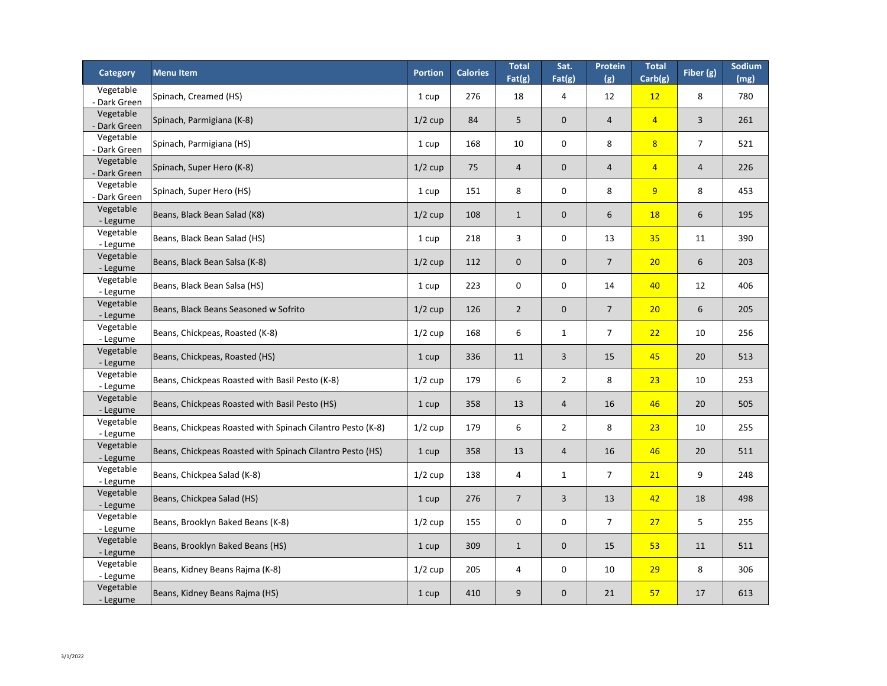| Category | Menu Item | Portion | Calories | Total Fat(g) | Sat. Fat(g) | Protein (g) | Total Carb(g) | Fiber (g) | Sodium (mg) |
|---|---|---|---|---|---|---|---|---|---|
| Vegetable - Dark Green | Spinach, Creamed (HS) | 1 cup | 276 | 18 | 4 | 12 | 12 | 8 | 780 |
| Vegetable - Dark Green | Spinach, Parmigiana (K-8) | 1/2 cup | 84 | 5 | 0 | 4 | 4 | 3 | 261 |
| Vegetable - Dark Green | Spinach, Parmigiana (HS) | 1 cup | 168 | 10 | 0 | 8 | 8 | 7 | 521 |
| Vegetable - Dark Green | Spinach, Super Hero (K-8) | 1/2 cup | 75 | 4 | 0 | 4 | 4 | 4 | 226 |
| Vegetable - Dark Green | Spinach, Super Hero (HS) | 1 cup | 151 | 8 | 0 | 8 | 9 | 8 | 453 |
| Vegetable - Legume | Beans, Black Bean Salad (K8) | 1/2 cup | 108 | 1 | 0 | 6 | 18 | 6 | 195 |
| Vegetable - Legume | Beans, Black Bean Salad (HS) | 1 cup | 218 | 3 | 0 | 13 | 35 | 11 | 390 |
| Vegetable - Legume | Beans, Black Bean Salsa (K-8) | 1/2 cup | 112 | 0 | 0 | 7 | 20 | 6 | 203 |
| Vegetable - Legume | Beans, Black Bean Salsa (HS) | 1 cup | 223 | 0 | 0 | 14 | 40 | 12 | 406 |
| Vegetable - Legume | Beans, Black Beans Seasoned w Sofrito | 1/2 cup | 126 | 2 | 0 | 7 | 20 | 6 | 205 |
| Vegetable - Legume | Beans, Chickpeas, Roasted (K-8) | 1/2 cup | 168 | 6 | 1 | 7 | 22 | 10 | 256 |
| Vegetable - Legume | Beans, Chickpeas, Roasted (HS) | 1 cup | 336 | 11 | 3 | 15 | 45 | 20 | 513 |
| Vegetable - Legume | Beans, Chickpeas Roasted with Basil Pesto (K-8) | 1/2 cup | 179 | 6 | 2 | 8 | 23 | 10 | 253 |
| Vegetable - Legume | Beans, Chickpeas Roasted with Basil Pesto (HS) | 1 cup | 358 | 13 | 4 | 16 | 46 | 20 | 505 |
| Vegetable - Legume | Beans, Chickpeas Roasted with Spinach Cilantro Pesto (K-8) | 1/2 cup | 179 | 6 | 2 | 8 | 23 | 10 | 255 |
| Vegetable - Legume | Beans, Chickpeas Roasted with Spinach Cilantro Pesto (HS) | 1 cup | 358 | 13 | 4 | 16 | 46 | 20 | 511 |
| Vegetable - Legume | Beans, Chickpea Salad (K-8) | 1/2 cup | 138 | 4 | 1 | 7 | 21 | 9 | 248 |
| Vegetable - Legume | Beans, Chickpea Salad (HS) | 1 cup | 276 | 7 | 3 | 13 | 42 | 18 | 498 |
| Vegetable - Legume | Beans, Brooklyn Baked Beans (K-8) | 1/2 cup | 155 | 0 | 0 | 7 | 27 | 5 | 255 |
| Vegetable - Legume | Beans, Brooklyn Baked Beans (HS) | 1 cup | 309 | 1 | 0 | 15 | 53 | 11 | 511 |
| Vegetable - Legume | Beans, Kidney Beans Rajma (K-8) | 1/2 cup | 205 | 4 | 0 | 10 | 29 | 8 | 306 |
| Vegetable - Legume | Beans, Kidney Beans Rajma (HS) | 1 cup | 410 | 9 | 0 | 21 | 57 | 17 | 613 |

3/1/2022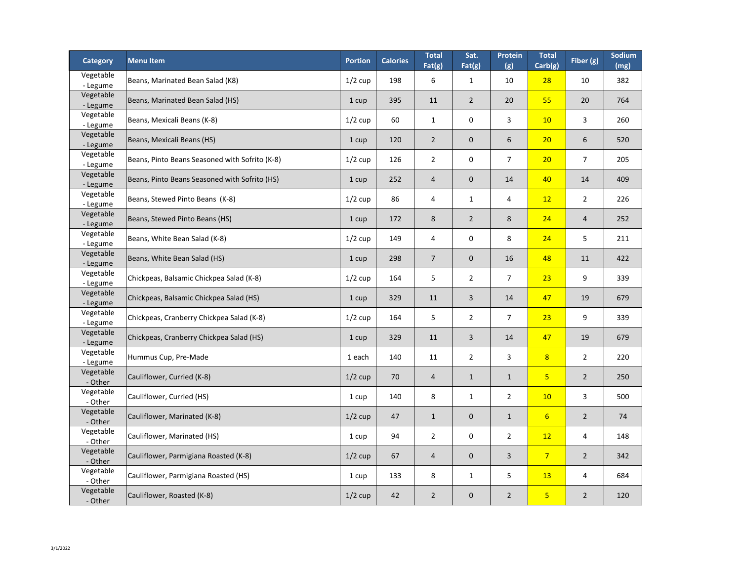| Category | Menu Item | Portion | Calories | Total Fat(g) | Sat. Fat(g) | Protein (g) | Total Carb(g) | Fiber (g) | Sodium (mg) |
|---|---|---|---|---|---|---|---|---|---|
| Vegetable - Legume | Beans, Marinated Bean Salad (K8) | 1/2 cup | 198 | 6 | 1 | 10 | 28 | 10 | 382 |
| Vegetable - Legume | Beans, Marinated Bean Salad (HS) | 1 cup | 395 | 11 | 2 | 20 | 55 | 20 | 764 |
| Vegetable - Legume | Beans, Mexicali Beans (K-8) | 1/2 cup | 60 | 1 | 0 | 3 | 10 | 3 | 260 |
| Vegetable - Legume | Beans, Mexicali Beans (HS) | 1 cup | 120 | 2 | 0 | 6 | 20 | 6 | 520 |
| Vegetable - Legume | Beans, Pinto Beans Seasoned with Sofrito (K-8) | 1/2 cup | 126 | 2 | 0 | 7 | 20 | 7 | 205 |
| Vegetable - Legume | Beans, Pinto Beans Seasoned with Sofrito (HS) | 1 cup | 252 | 4 | 0 | 14 | 40 | 14 | 409 |
| Vegetable - Legume | Beans, Stewed Pinto Beans (K-8) | 1/2 cup | 86 | 4 | 1 | 4 | 12 | 2 | 226 |
| Vegetable - Legume | Beans, Stewed Pinto Beans (HS) | 1 cup | 172 | 8 | 2 | 8 | 24 | 4 | 252 |
| Vegetable - Legume | Beans, White Bean Salad (K-8) | 1/2 cup | 149 | 4 | 0 | 8 | 24 | 5 | 211 |
| Vegetable - Legume | Beans, White Bean Salad (HS) | 1 cup | 298 | 7 | 0 | 16 | 48 | 11 | 422 |
| Vegetable - Legume | Chickpeas, Balsamic Chickpea Salad (K-8) | 1/2 cup | 164 | 5 | 2 | 7 | 23 | 9 | 339 |
| Vegetable - Legume | Chickpeas, Balsamic Chickpea Salad (HS) | 1 cup | 329 | 11 | 3 | 14 | 47 | 19 | 679 |
| Vegetable - Legume | Chickpeas, Cranberry Chickpea Salad (K-8) | 1/2 cup | 164 | 5 | 2 | 7 | 23 | 9 | 339 |
| Vegetable - Legume | Chickpeas, Cranberry Chickpea Salad (HS) | 1 cup | 329 | 11 | 3 | 14 | 47 | 19 | 679 |
| Vegetable - Legume | Hummus Cup, Pre-Made | 1 each | 140 | 11 | 2 | 3 | 8 | 2 | 220 |
| Vegetable - Other | Cauliflower, Curried (K-8) | 1/2 cup | 70 | 4 | 1 | 1 | 5 | 2 | 250 |
| Vegetable - Other | Cauliflower, Curried (HS) | 1 cup | 140 | 8 | 1 | 2 | 10 | 3 | 500 |
| Vegetable - Other | Cauliflower, Marinated (K-8) | 1/2 cup | 47 | 1 | 0 | 1 | 6 | 2 | 74 |
| Vegetable - Other | Cauliflower, Marinated (HS) | 1 cup | 94 | 2 | 0 | 2 | 12 | 4 | 148 |
| Vegetable - Other | Cauliflower, Parmigiana Roasted (K-8) | 1/2 cup | 67 | 4 | 0 | 3 | 7 | 2 | 342 |
| Vegetable - Other | Cauliflower, Parmigiana Roasted (HS) | 1 cup | 133 | 8 | 1 | 5 | 13 | 4 | 684 |
| Vegetable - Other | Cauliflower, Roasted (K-8) | 1/2 cup | 42 | 2 | 0 | 2 | 5 | 2 | 120 |

3/1/2022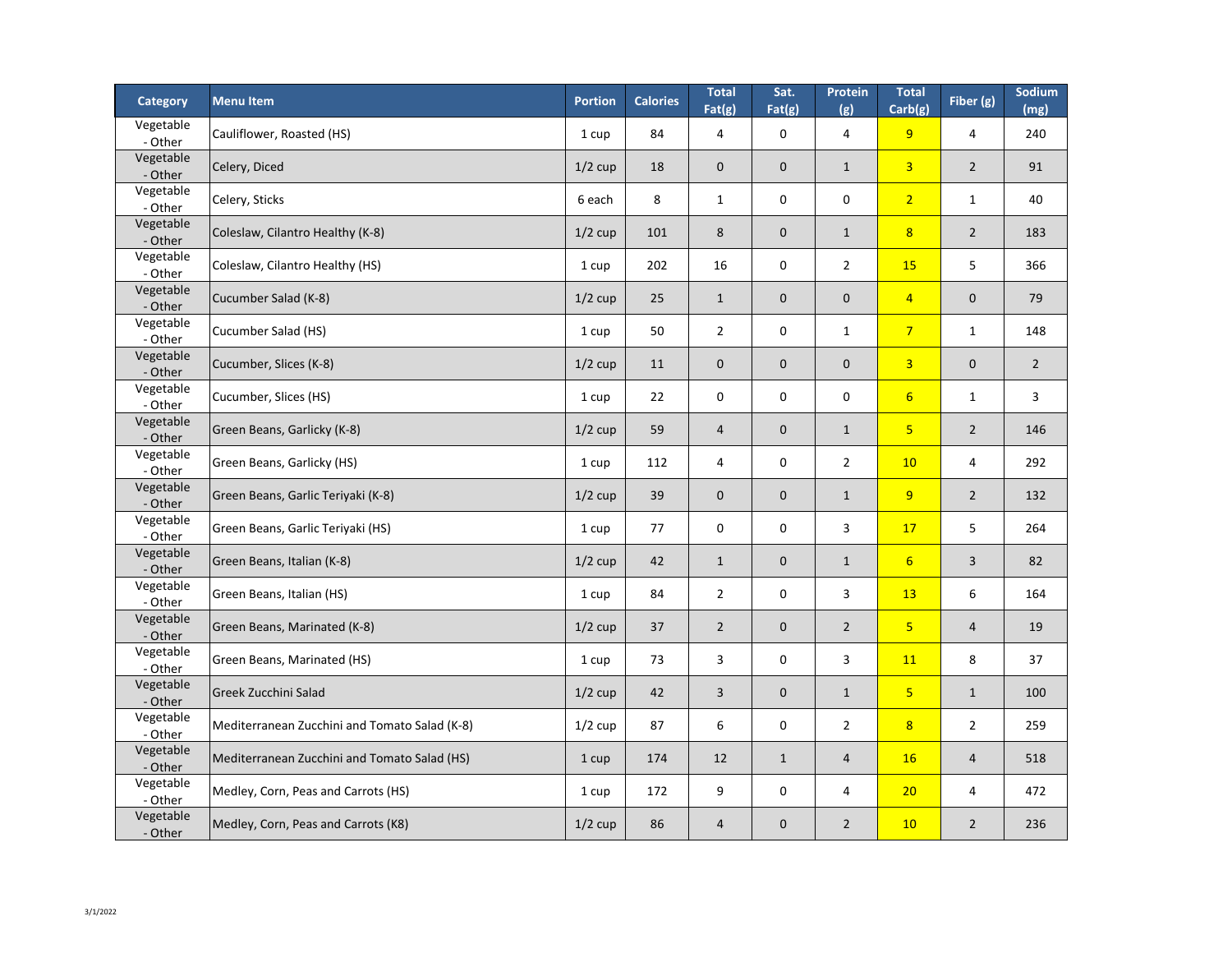| Category | Menu Item | Portion | Calories | Total Fat(g) | Sat. Fat(g) | Protein (g) | Total Carb(g) | Fiber (g) | Sodium (mg) |
|---|---|---|---|---|---|---|---|---|---|
| Vegetable - Other | Cauliflower, Roasted (HS) | 1 cup | 84 | 4 | 0 | 4 | 9 | 4 | 240 |
| Vegetable - Other | Celery, Diced | 1/2 cup | 18 | 0 | 0 | 1 | 3 | 2 | 91 |
| Vegetable - Other | Celery, Sticks | 6 each | 8 | 1 | 0 | 0 | 2 | 1 | 40 |
| Vegetable - Other | Coleslaw, Cilantro Healthy (K-8) | 1/2 cup | 101 | 8 | 0 | 1 | 8 | 2 | 183 |
| Vegetable - Other | Coleslaw, Cilantro Healthy (HS) | 1 cup | 202 | 16 | 0 | 2 | 15 | 5 | 366 |
| Vegetable - Other | Cucumber Salad (K-8) | 1/2 cup | 25 | 1 | 0 | 0 | 4 | 0 | 79 |
| Vegetable - Other | Cucumber Salad (HS) | 1 cup | 50 | 2 | 0 | 1 | 7 | 1 | 148 |
| Vegetable - Other | Cucumber, Slices (K-8) | 1/2 cup | 11 | 0 | 0 | 0 | 3 | 0 | 2 |
| Vegetable - Other | Cucumber, Slices (HS) | 1 cup | 22 | 0 | 0 | 0 | 6 | 1 | 3 |
| Vegetable - Other | Green Beans, Garlicky (K-8) | 1/2 cup | 59 | 4 | 0 | 1 | 5 | 2 | 146 |
| Vegetable - Other | Green Beans, Garlicky (HS) | 1 cup | 112 | 4 | 0 | 2 | 10 | 4 | 292 |
| Vegetable - Other | Green Beans, Garlic Teriyaki (K-8) | 1/2 cup | 39 | 0 | 0 | 1 | 9 | 2 | 132 |
| Vegetable - Other | Green Beans, Garlic Teriyaki (HS) | 1 cup | 77 | 0 | 0 | 3 | 17 | 5 | 264 |
| Vegetable - Other | Green Beans, Italian (K-8) | 1/2 cup | 42 | 1 | 0 | 1 | 6 | 3 | 82 |
| Vegetable - Other | Green Beans, Italian (HS) | 1 cup | 84 | 2 | 0 | 3 | 13 | 6 | 164 |
| Vegetable - Other | Green Beans, Marinated (K-8) | 1/2 cup | 37 | 2 | 0 | 2 | 5 | 4 | 19 |
| Vegetable - Other | Green Beans, Marinated (HS) | 1 cup | 73 | 3 | 0 | 3 | 11 | 8 | 37 |
| Vegetable - Other | Greek Zucchini Salad | 1/2 cup | 42 | 3 | 0 | 1 | 5 | 1 | 100 |
| Vegetable - Other | Mediterranean Zucchini and Tomato Salad (K-8) | 1/2 cup | 87 | 6 | 0 | 2 | 8 | 2 | 259 |
| Vegetable - Other | Mediterranean Zucchini and Tomato Salad (HS) | 1 cup | 174 | 12 | 1 | 4 | 16 | 4 | 518 |
| Vegetable - Other | Medley, Corn, Peas and Carrots (HS) | 1 cup | 172 | 9 | 0 | 4 | 20 | 4 | 472 |
| Vegetable - Other | Medley, Corn, Peas and Carrots (K8) | 1/2 cup | 86 | 4 | 0 | 2 | 10 | 2 | 236 |

3/1/2022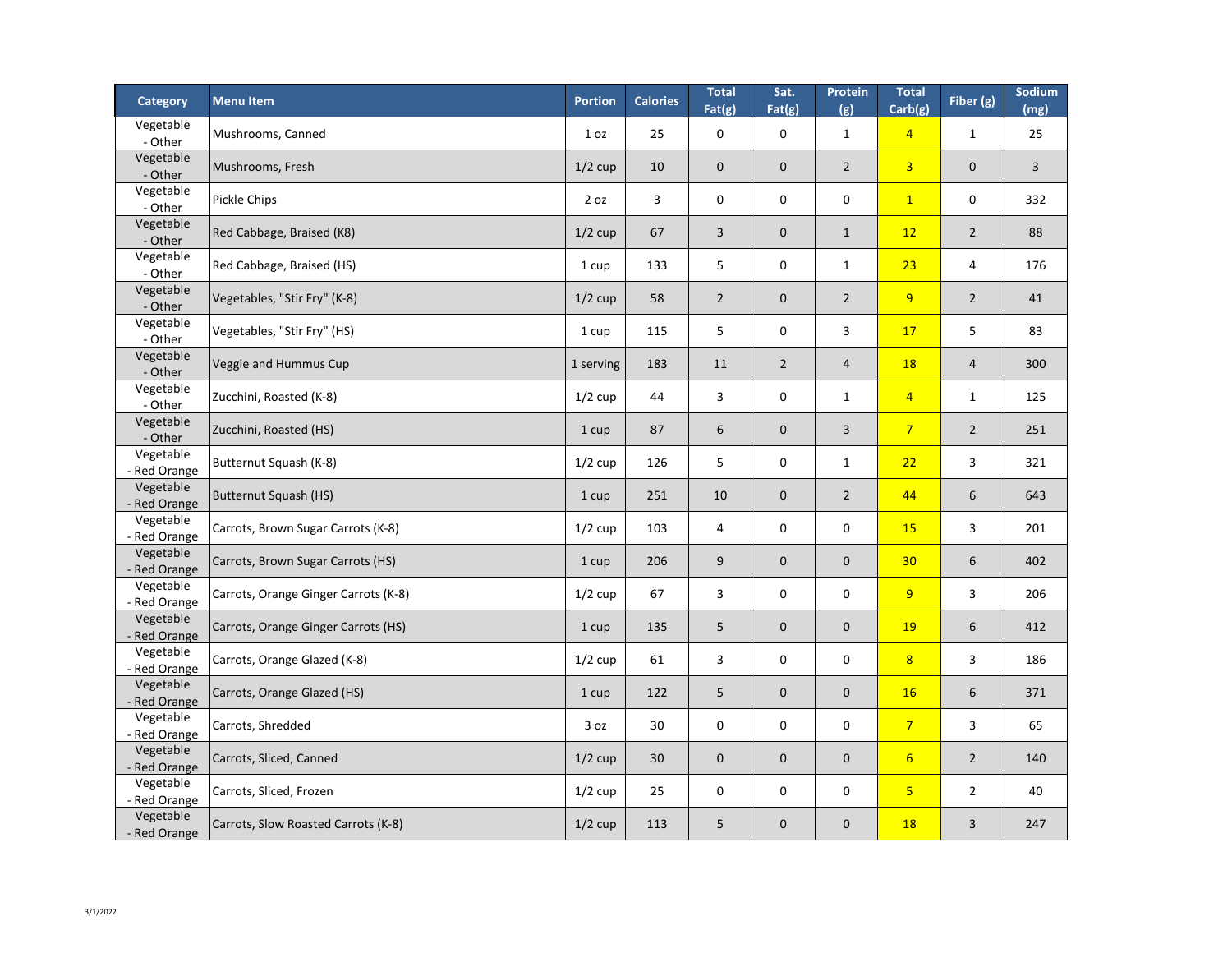| Category | Menu Item | Portion | Calories | Total Fat(g) | Sat. Fat(g) | Protein (g) | Total Carb(g) | Fiber (g) | Sodium (mg) |
|---|---|---|---|---|---|---|---|---|---|
| Vegetable - Other | Mushrooms, Canned | 1 oz | 25 | 0 | 0 | 1 | 4 | 1 | 25 |
| Vegetable - Other | Mushrooms, Fresh | 1/2 cup | 10 | 0 | 0 | 2 | 3 | 0 | 3 |
| Vegetable - Other | Pickle Chips | 2 oz | 3 | 0 | 0 | 0 | 1 | 0 | 332 |
| Vegetable - Other | Red Cabbage, Braised (K8) | 1/2 cup | 67 | 3 | 0 | 1 | 12 | 2 | 88 |
| Vegetable - Other | Red Cabbage, Braised (HS) | 1 cup | 133 | 5 | 0 | 1 | 23 | 4 | 176 |
| Vegetable - Other | Vegetables, "Stir Fry" (K-8) | 1/2 cup | 58 | 2 | 0 | 2 | 9 | 2 | 41 |
| Vegetable - Other | Vegetables, "Stir Fry" (HS) | 1 cup | 115 | 5 | 0 | 3 | 17 | 5 | 83 |
| Vegetable - Other | Veggie and Hummus Cup | 1 serving | 183 | 11 | 2 | 4 | 18 | 4 | 300 |
| Vegetable - Other | Zucchini, Roasted (K-8) | 1/2 cup | 44 | 3 | 0 | 1 | 4 | 1 | 125 |
| Vegetable - Other | Zucchini, Roasted (HS) | 1 cup | 87 | 6 | 0 | 3 | 7 | 2 | 251 |
| Vegetable - Red Orange | Butternut Squash (K-8) | 1/2 cup | 126 | 5 | 0 | 1 | 22 | 3 | 321 |
| Vegetable - Red Orange | Butternut Squash (HS) | 1 cup | 251 | 10 | 0 | 2 | 44 | 6 | 643 |
| Vegetable - Red Orange | Carrots, Brown Sugar Carrots (K-8) | 1/2 cup | 103 | 4 | 0 | 0 | 15 | 3 | 201 |
| Vegetable - Red Orange | Carrots, Brown Sugar Carrots (HS) | 1 cup | 206 | 9 | 0 | 0 | 30 | 6 | 402 |
| Vegetable - Red Orange | Carrots, Orange Ginger Carrots (K-8) | 1/2 cup | 67 | 3 | 0 | 0 | 9 | 3 | 206 |
| Vegetable - Red Orange | Carrots, Orange Ginger Carrots (HS) | 1 cup | 135 | 5 | 0 | 0 | 19 | 6 | 412 |
| Vegetable - Red Orange | Carrots, Orange Glazed (K-8) | 1/2 cup | 61 | 3 | 0 | 0 | 8 | 3 | 186 |
| Vegetable - Red Orange | Carrots, Orange Glazed (HS) | 1 cup | 122 | 5 | 0 | 0 | 16 | 6 | 371 |
| Vegetable - Red Orange | Carrots, Shredded | 3 oz | 30 | 0 | 0 | 0 | 7 | 3 | 65 |
| Vegetable - Red Orange | Carrots, Sliced, Canned | 1/2 cup | 30 | 0 | 0 | 0 | 6 | 2 | 140 |
| Vegetable - Red Orange | Carrots, Sliced, Frozen | 1/2 cup | 25 | 0 | 0 | 0 | 5 | 2 | 40 |
| Vegetable - Red Orange | Carrots, Slow Roasted Carrots (K-8) | 1/2 cup | 113 | 5 | 0 | 0 | 18 | 3 | 247 |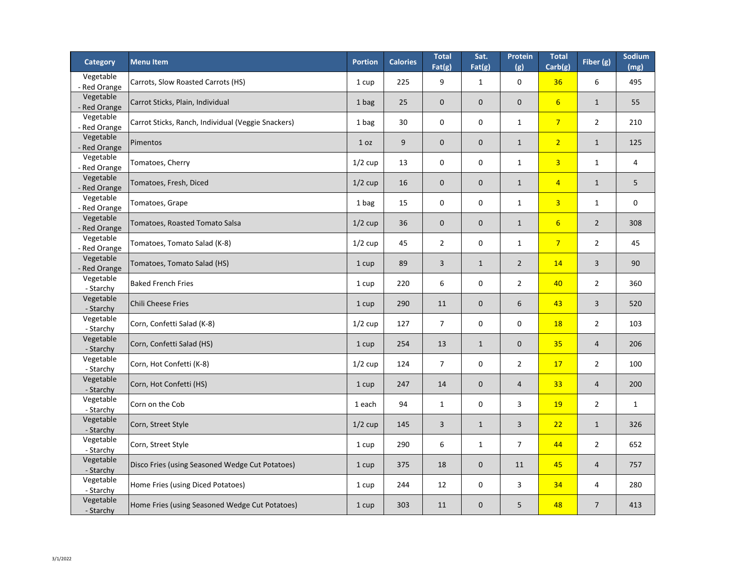| Category | Menu Item | Portion | Calories | Total Fat(g) | Sat. Fat(g) | Protein (g) | Total Carb(g) | Fiber (g) | Sodium (mg) |
|---|---|---|---|---|---|---|---|---|---|
| Vegetable - Red Orange | Carrots, Slow Roasted Carrots (HS) | 1 cup | 225 | 9 | 1 | 0 | 36 | 6 | 495 |
| Vegetable - Red Orange | Carrot Sticks, Plain, Individual | 1 bag | 25 | 0 | 0 | 0 | 6 | 1 | 55 |
| Vegetable - Red Orange | Carrot Sticks, Ranch, Individual (Veggie Snackers) | 1 bag | 30 | 0 | 0 | 1 | 7 | 2 | 210 |
| Vegetable - Red Orange | Pimentos | 1 oz | 9 | 0 | 0 | 1 | 2 | 1 | 125 |
| Vegetable - Red Orange | Tomatoes, Cherry | 1/2 cup | 13 | 0 | 0 | 1 | 3 | 1 | 4 |
| Vegetable - Red Orange | Tomatoes, Fresh, Diced | 1/2 cup | 16 | 0 | 0 | 1 | 4 | 1 | 5 |
| Vegetable - Red Orange | Tomatoes, Grape | 1 bag | 15 | 0 | 0 | 1 | 3 | 1 | 0 |
| Vegetable - Red Orange | Tomatoes, Roasted Tomato Salsa | 1/2 cup | 36 | 0 | 0 | 1 | 6 | 2 | 308 |
| Vegetable - Red Orange | Tomatoes, Tomato Salad (K-8) | 1/2 cup | 45 | 2 | 0 | 1 | 7 | 2 | 45 |
| Vegetable - Red Orange | Tomatoes, Tomato Salad (HS) | 1 cup | 89 | 3 | 1 | 2 | 14 | 3 | 90 |
| Vegetable - Starchy | Baked French Fries | 1 cup | 220 | 6 | 0 | 2 | 40 | 2 | 360 |
| Vegetable - Starchy | Chili Cheese Fries | 1 cup | 290 | 11 | 0 | 6 | 43 | 3 | 520 |
| Vegetable - Starchy | Corn, Confetti Salad (K-8) | 1/2 cup | 127 | 7 | 0 | 0 | 18 | 2 | 103 |
| Vegetable - Starchy | Corn, Confetti Salad (HS) | 1 cup | 254 | 13 | 1 | 0 | 35 | 4 | 206 |
| Vegetable - Starchy | Corn, Hot Confetti (K-8) | 1/2 cup | 124 | 7 | 0 | 2 | 17 | 2 | 100 |
| Vegetable - Starchy | Corn, Hot Confetti (HS) | 1 cup | 247 | 14 | 0 | 4 | 33 | 4 | 200 |
| Vegetable - Starchy | Corn on the Cob | 1 each | 94 | 1 | 0 | 3 | 19 | 2 | 1 |
| Vegetable - Starchy | Corn, Street Style | 1/2 cup | 145 | 3 | 1 | 3 | 22 | 1 | 326 |
| Vegetable - Starchy | Corn, Street Style | 1 cup | 290 | 6 | 1 | 7 | 44 | 2 | 652 |
| Vegetable - Starchy | Disco Fries (using Seasoned Wedge Cut Potatoes) | 1 cup | 375 | 18 | 0 | 11 | 45 | 4 | 757 |
| Vegetable - Starchy | Home Fries (using Diced Potatoes) | 1 cup | 244 | 12 | 0 | 3 | 34 | 4 | 280 |
| Vegetable - Starchy | Home Fries (using Seasoned Wedge Cut Potatoes) | 1 cup | 303 | 11 | 0 | 5 | 48 | 7 | 413 |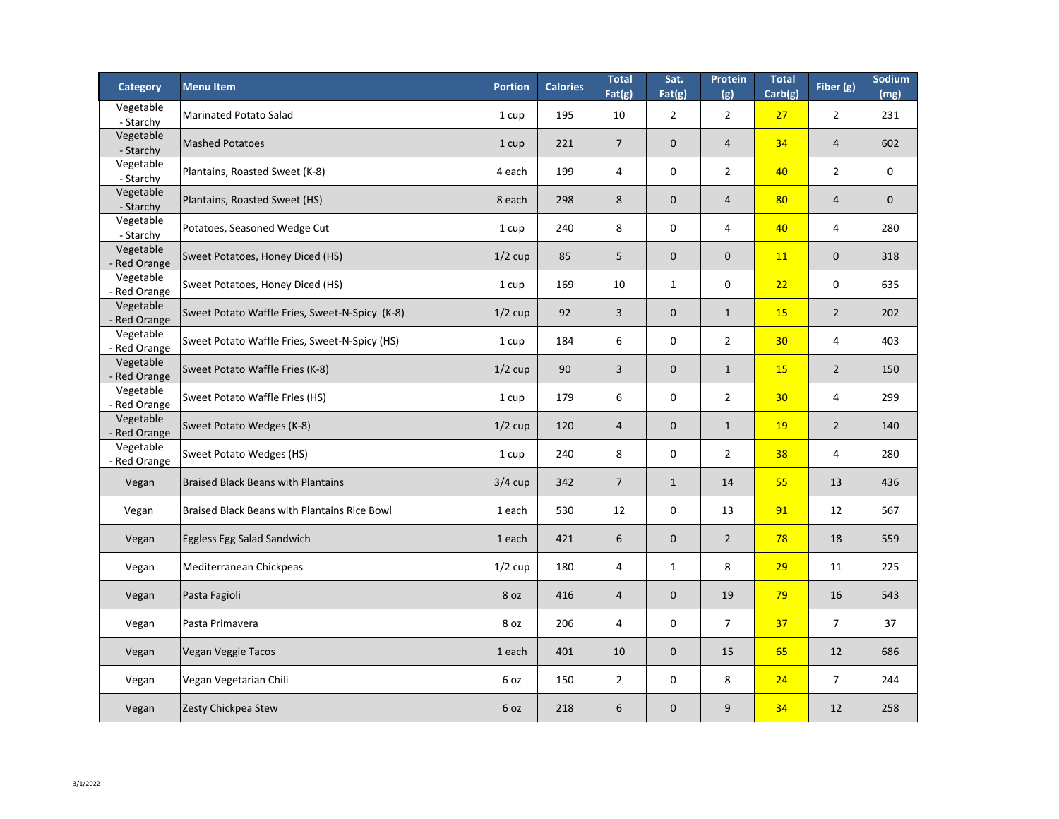| Category | Menu Item | Portion | Calories | Total Fat(g) | Sat. Fat(g) | Protein (g) | Total Carb(g) | Fiber (g) | Sodium (mg) |
|---|---|---|---|---|---|---|---|---|---|
| Vegetable - Starchy | Marinated Potato Salad | 1 cup | 195 | 10 | 2 | 2 | 27 | 2 | 231 |
| Vegetable - Starchy | Mashed Potatoes | 1 cup | 221 | 7 | 0 | 4 | 34 | 4 | 602 |
| Vegetable - Starchy | Plantains, Roasted Sweet (K-8) | 4 each | 199 | 4 | 0 | 2 | 40 | 2 | 0 |
| Vegetable - Starchy | Plantains, Roasted Sweet (HS) | 8 each | 298 | 8 | 0 | 4 | 80 | 4 | 0 |
| Vegetable - Starchy | Potatoes, Seasoned Wedge Cut | 1 cup | 240 | 8 | 0 | 4 | 40 | 4 | 280 |
| Vegetable - Red Orange | Sweet Potatoes, Honey Diced (HS) | 1/2 cup | 85 | 5 | 0 | 0 | 11 | 0 | 318 |
| Vegetable - Red Orange | Sweet Potatoes, Honey Diced (HS) | 1 cup | 169 | 10 | 1 | 0 | 22 | 0 | 635 |
| Vegetable - Red Orange | Sweet Potato Waffle Fries, Sweet-N-Spicy (K-8) | 1/2 cup | 92 | 3 | 0 | 1 | 15 | 2 | 202 |
| Vegetable - Red Orange | Sweet Potato Waffle Fries, Sweet-N-Spicy (HS) | 1 cup | 184 | 6 | 0 | 2 | 30 | 4 | 403 |
| Vegetable - Red Orange | Sweet Potato Waffle Fries (K-8) | 1/2 cup | 90 | 3 | 0 | 1 | 15 | 2 | 150 |
| Vegetable - Red Orange | Sweet Potato Waffle Fries (HS) | 1 cup | 179 | 6 | 0 | 2 | 30 | 4 | 299 |
| Vegetable - Red Orange | Sweet Potato Wedges (K-8) | 1/2 cup | 120 | 4 | 0 | 1 | 19 | 2 | 140 |
| Vegetable - Red Orange | Sweet Potato Wedges (HS) | 1 cup | 240 | 8 | 0 | 2 | 38 | 4 | 280 |
| Vegan | Braised Black Beans with Plantains | 3/4 cup | 342 | 7 | 1 | 14 | 55 | 13 | 436 |
| Vegan | Braised Black Beans with Plantains Rice Bowl | 1 each | 530 | 12 | 0 | 13 | 91 | 12 | 567 |
| Vegan | Eggless Egg Salad Sandwich | 1 each | 421 | 6 | 0 | 2 | 78 | 18 | 559 |
| Vegan | Mediterranean Chickpeas | 1/2 cup | 180 | 4 | 1 | 8 | 29 | 11 | 225 |
| Vegan | Pasta Fagioli | 8 oz | 416 | 4 | 0 | 19 | 79 | 16 | 543 |
| Vegan | Pasta Primavera | 8 oz | 206 | 4 | 0 | 7 | 37 | 7 | 37 |
| Vegan | Vegan Veggie Tacos | 1 each | 401 | 10 | 0 | 15 | 65 | 12 | 686 |
| Vegan | Vegan Vegetarian Chili | 6 oz | 150 | 2 | 0 | 8 | 24 | 7 | 244 |
| Vegan | Zesty Chickpea Stew | 6 oz | 218 | 6 | 0 | 9 | 34 | 12 | 258 |

3/1/2022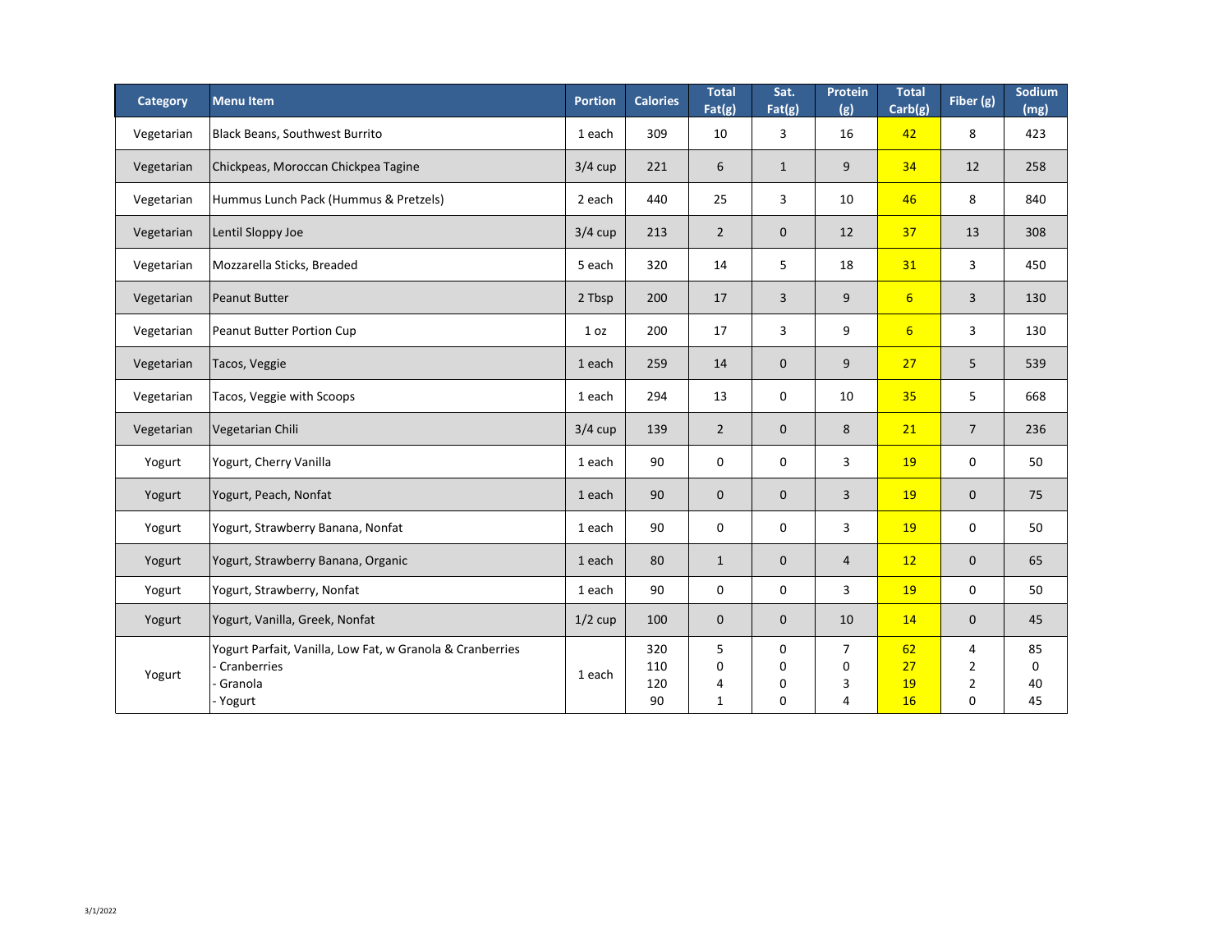| Category | Menu Item | Portion | Calories | Total Fat(g) | Sat. Fat(g) | Protein (g) | Total Carb(g) | Fiber (g) | Sodium (mg) |
|---|---|---|---|---|---|---|---|---|---|
| Vegetarian | Black Beans, Southwest Burrito | 1 each | 309 | 10 | 3 | 16 | 42 | 8 | 423 |
| Vegetarian | Chickpeas, Moroccan Chickpea Tagine | 3/4 cup | 221 | 6 | 1 | 9 | 34 | 12 | 258 |
| Vegetarian | Hummus Lunch Pack (Hummus & Pretzels) | 2 each | 440 | 25 | 3 | 10 | 46 | 8 | 840 |
| Vegetarian | Lentil Sloppy Joe | 3/4 cup | 213 | 2 | 0 | 12 | 37 | 13 | 308 |
| Vegetarian | Mozzarella Sticks, Breaded | 5 each | 320 | 14 | 5 | 18 | 31 | 3 | 450 |
| Vegetarian | Peanut Butter | 2 Tbsp | 200 | 17 | 3 | 9 | 6 | 3 | 130 |
| Vegetarian | Peanut Butter Portion Cup | 1 oz | 200 | 17 | 3 | 9 | 6 | 3 | 130 |
| Vegetarian | Tacos, Veggie | 1 each | 259 | 14 | 0 | 9 | 27 | 5 | 539 |
| Vegetarian | Tacos, Veggie with Scoops | 1 each | 294 | 13 | 0 | 10 | 35 | 5 | 668 |
| Vegetarian | Vegetarian Chili | 3/4 cup | 139 | 2 | 0 | 8 | 21 | 7 | 236 |
| Yogurt | Yogurt, Cherry Vanilla | 1 each | 90 | 0 | 0 | 3 | 19 | 0 | 50 |
| Yogurt | Yogurt, Peach, Nonfat | 1 each | 90 | 0 | 0 | 3 | 19 | 0 | 75 |
| Yogurt | Yogurt, Strawberry Banana, Nonfat | 1 each | 90 | 0 | 0 | 3 | 19 | 0 | 50 |
| Yogurt | Yogurt, Strawberry Banana, Organic | 1 each | 80 | 1 | 0 | 4 | 12 | 0 | 65 |
| Yogurt | Yogurt, Strawberry, Nonfat | 1 each | 90 | 0 | 0 | 3 | 19 | 0 | 50 |
| Yogurt | Yogurt, Vanilla, Greek, Nonfat | 1/2 cup | 100 | 0 | 0 | 10 | 14 | 0 | 45 |
| Yogurt | Yogurt Parfait, Vanilla, Low Fat, w Granola & Cranberries | 1 each | 320 | 5 | 0 | 7 | 62 | 4 | 85 |
| | - Cranberries | | 110 | 0 | 0 | 0 | 27 | 2 | 0 |
| | - Granola | | 120 | 4 | 0 | 3 | 19 | 2 | 40 |
| | - Yogurt | | 90 | 1 | 0 | 4 | 16 | 0 | 45 |

3/1/2022